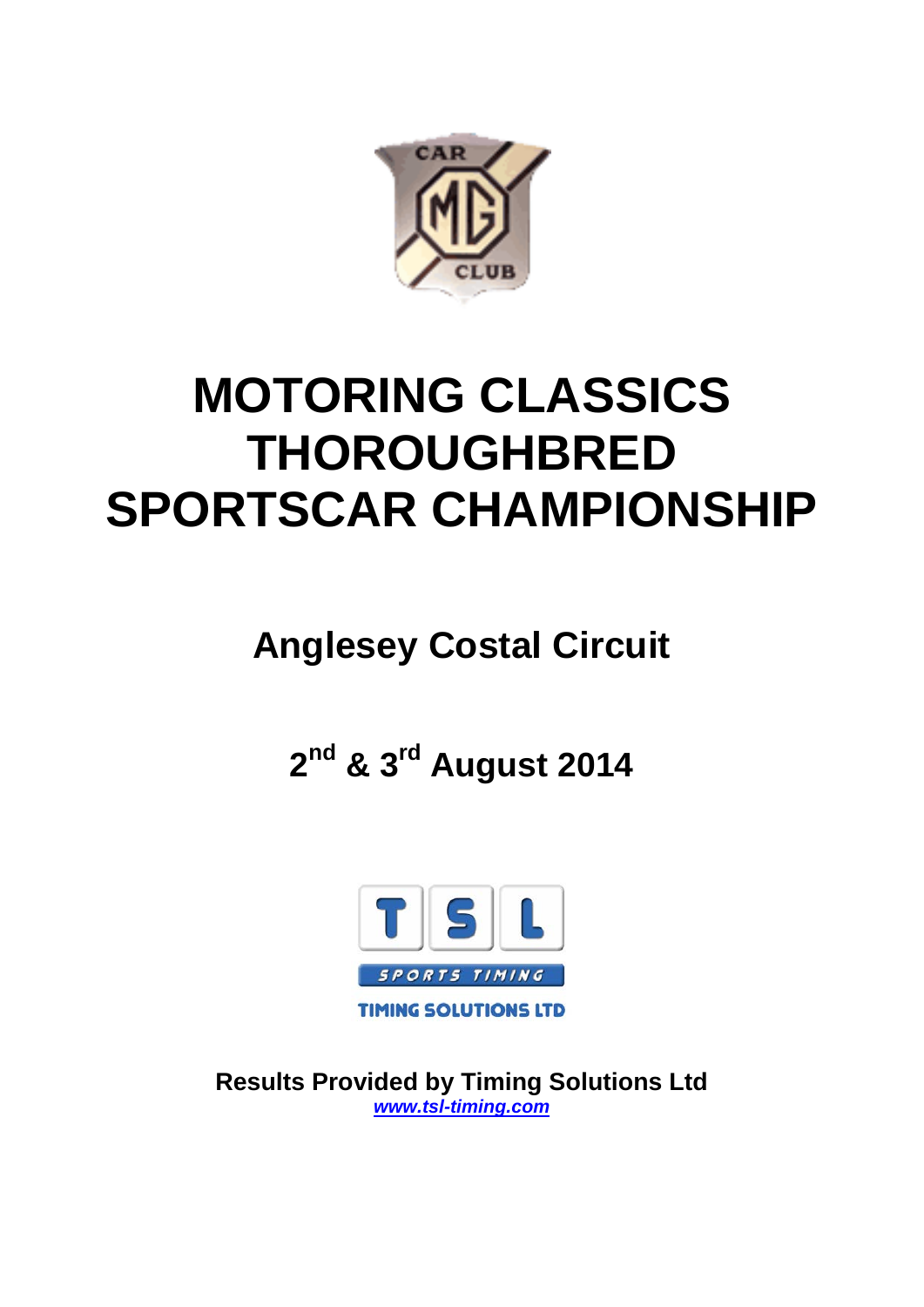# MOTORING CLASSICS THOROUGHBRED SPORTSCAR CHAMPIONSHIP

## Anglesey Costal Circuit

## 2nd & 3rd August 2014

**Results Provided by Timing Solutions Ltd**
***www.tsl-timing.com***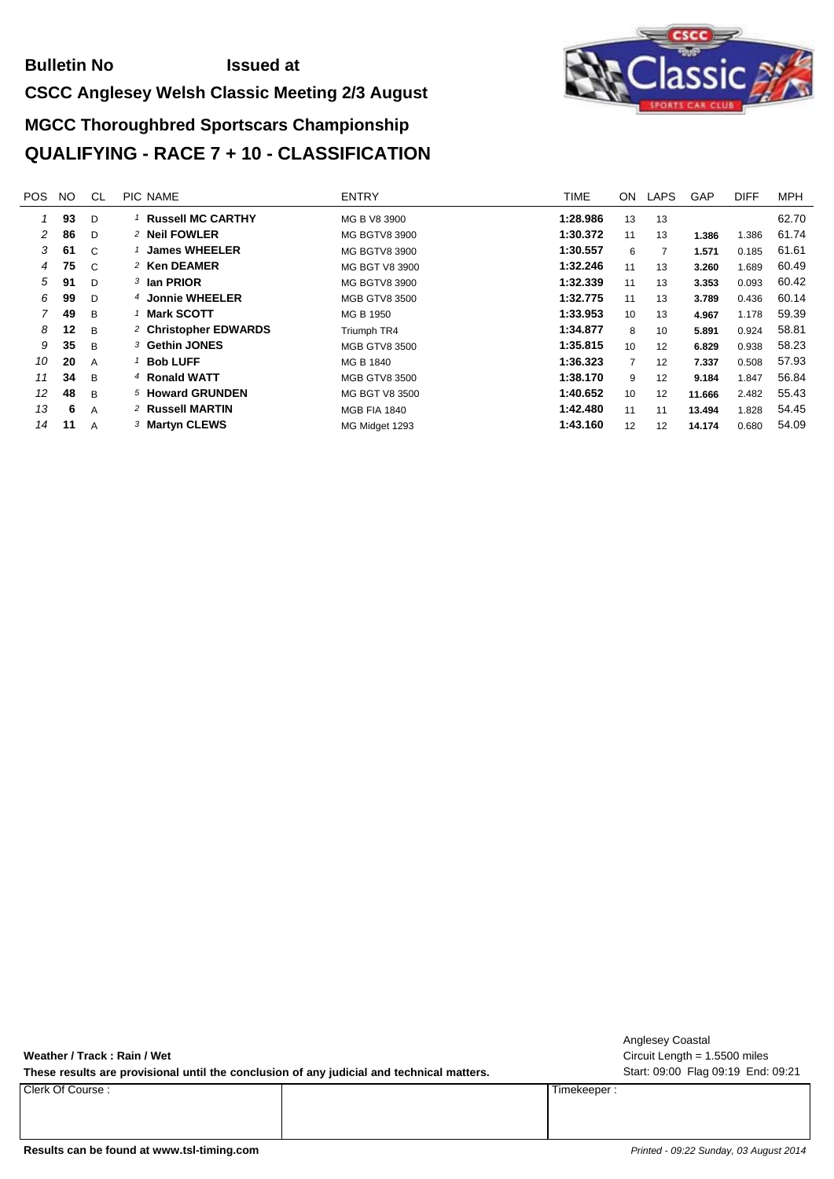**Bulletin No** **Issued at**

**CSCC Anglesey Welsh Classic Meeting 2/3 August**

## MGCC Thoroughbred Sportscars Championship

## QUALIFYING - RACE 7 + 10 - CLASSIFICATION

| POS | NO | CL | PIC | NAME | ENTRY | TIME | ON | LAPS | GAP | DIFF | MPH |
|---|---|---|---|---|---|---|---|---|---|---|---|
| 1 | **93** | D | 1 | **Russell MC CARTHY** | MG B V8 3900 | **1:28.986** | 13 | 13 | | | 62.70 |
| 2 | **86** | D | 2 | **Neil FOWLER** | MG BGTV8 3900 | **1:30.372** | 11 | 13 | **1.386** | 1.386 | 61.74 |
| 3 | **61** | C | 1 | **James WHEELER** | MG BGTV8 3900 | **1:30.557** | 6 | 7 | **1.571** | 0.185 | 61.61 |
| 4 | **75** | C | 2 | **Ken DEAMER** | MG BGT V8 3900 | **1:32.246** | 11 | 13 | **3.260** | 1.689 | 60.49 |
| 5 | **91** | D | 3 | **Ian PRIOR** | MG BGTV8 3900 | **1:32.339** | 11 | 13 | **3.353** | 0.093 | 60.42 |
| 6 | **99** | D | 4 | **Jonnie WHEELER** | MGB GTV8 3500 | **1:32.775** | 11 | 13 | **3.789** | 0.436 | 60.14 |
| 7 | **49** | B | 1 | **Mark SCOTT** | MG B 1950 | **1:33.953** | 10 | 13 | **4.967** | 1.178 | 59.39 |
| 8 | **12** | B | 2 | **Christopher EDWARDS** | Triumph TR4 | **1:34.877** | 8 | 10 | **5.891** | 0.924 | 58.81 |
| 9 | **35** | B | 3 | **Gethin JONES** | MGB GTV8 3500 | **1:35.815** | 10 | 12 | **6.829** | 0.938 | 58.23 |
| 10 | **20** | A | 1 | **Bob LUFF** | MG B 1840 | **1:36.323** | 7 | 12 | **7.337** | 0.508 | 57.93 |
| 11 | **34** | B | 4 | **Ronald WATT** | MGB GTV8 3500 | **1:38.170** | 9 | 12 | **9.184** | 1.847 | 56.84 |
| 12 | **48** | B | 5 | **Howard GRUNDEN** | MG BGT V8 3500 | **1:40.652** | 10 | 12 | **11.666** | 2.482 | 55.43 |
| 13 | **6** | A | 2 | **Russell MARTIN** | MGB FIA 1840 | **1:42.480** | 11 | 11 | **13.494** | 1.828 | 54.45 |
| 14 | **11** | A | 3 | **Martyn CLEWS** | MG Midget 1293 | **1:43.160** | 12 | 12 | **14.174** | 0.680 | 54.09 |

**Weather / Track : Rain / Wet**

**These results are provisional until the conclusion of any judicial and technical matters.**

Anglesey Coastal
Circuit Length = 1.5500 miles
Start: 09:00 Flag 09:19 End: 09:21

| Clerk Of Course : | | Timekeeper : |
|---|---|---|

**Results can be found at www.tsl-timing.com**

*Printed - 09:22 Sunday, 03 August 2014*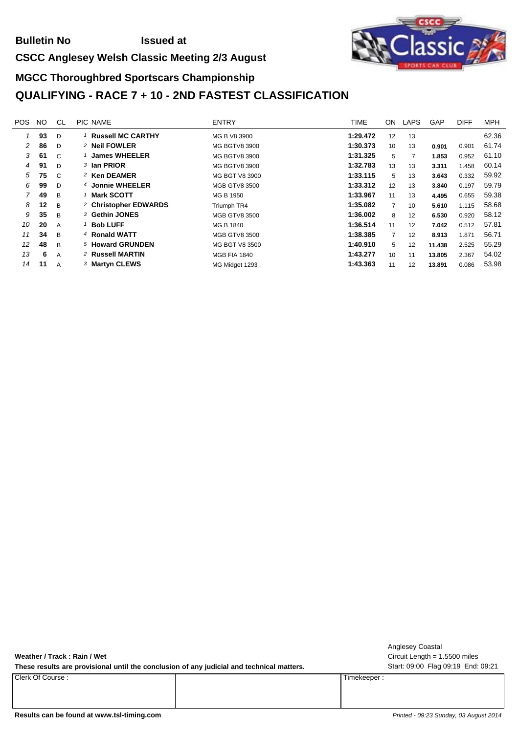**Bulletin No** **Issued at**

**CSCC Anglesey Welsh Classic Meeting 2/3 August**

## MGCC Thoroughbred Sportscars Championship

# QUALIFYING - RACE 7 + 10 - 2ND FASTEST CLASSIFICATION

| POS | NO | CL | PIC | NAME | ENTRY | TIME | ON | LAPS | GAP | DIFF | MPH |
|---|---|---|---|---|---|---|---|---|---|---|---|
| 1 | 93 | D | 1 | Russell MC CARTHY | MG B V8 3900 | 1:29.472 | 12 | 13 | | | 62.36 |
| 2 | 86 | D | 2 | Neil FOWLER | MG BGTV8 3900 | 1:30.373 | 10 | 13 | 0.901 | 0.901 | 61.74 |
| 3 | 61 | C | 1 | James WHEELER | MG BGTV8 3900 | 1:31.325 | 5 | 7 | 1.853 | 0.952 | 61.10 |
| 4 | 91 | D | 3 | Ian PRIOR | MG BGTV8 3900 | 1:32.783 | 13 | 13 | 3.311 | 1.458 | 60.14 |
| 5 | 75 | C | 2 | Ken DEAMER | MG BGT V8 3900 | 1:33.115 | 5 | 13 | 3.643 | 0.332 | 59.92 |
| 6 | 99 | D | 4 | Jonnie WHEELER | MGB GTV8 3500 | 1:33.312 | 12 | 13 | 3.840 | 0.197 | 59.79 |
| 7 | 49 | B | 1 | Mark SCOTT | MG B 1950 | 1:33.967 | 11 | 13 | 4.495 | 0.655 | 59.38 |
| 8 | 12 | B | 2 | Christopher EDWARDS | Triumph TR4 | 1:35.082 | 7 | 10 | 5.610 | 1.115 | 58.68 |
| 9 | 35 | B | 3 | Gethin JONES | MGB GTV8 3500 | 1:36.002 | 8 | 12 | 6.530 | 0.920 | 58.12 |
| 10 | 20 | A | 1 | Bob LUFF | MG B 1840 | 1:36.514 | 11 | 12 | 7.042 | 0.512 | 57.81 |
| 11 | 34 | B | 4 | Ronald WATT | MGB GTV8 3500 | 1:38.385 | 7 | 12 | 8.913 | 1.871 | 56.71 |
| 12 | 48 | B | 5 | Howard GRUNDEN | MG BGT V8 3500 | 1:40.910 | 5 | 12 | 11.438 | 2.525 | 55.29 |
| 13 | 6 | A | 2 | Russell MARTIN | MGB FIA 1840 | 1:43.277 | 10 | 11 | 13.805 | 2.367 | 54.02 |
| 14 | 11 | A | 3 | Martyn CLEWS | MG Midget 1293 | 1:43.363 | 11 | 12 | 13.891 | 0.086 | 53.98 |

**Weather / Track : Rain / Wet**

**These results are provisional until the conclusion of any judicial and technical matters.**

Anglesey Coastal
Circuit Length = 1.5500 miles
Start: 09:00 Flag 09:19 End: 09:21

| Clerk Of Course : | | Timekeeper : |
|---|---|---|

**Results can be found at www.tsl-timing.com**

*Printed - 09:23 Sunday, 03 August 2014*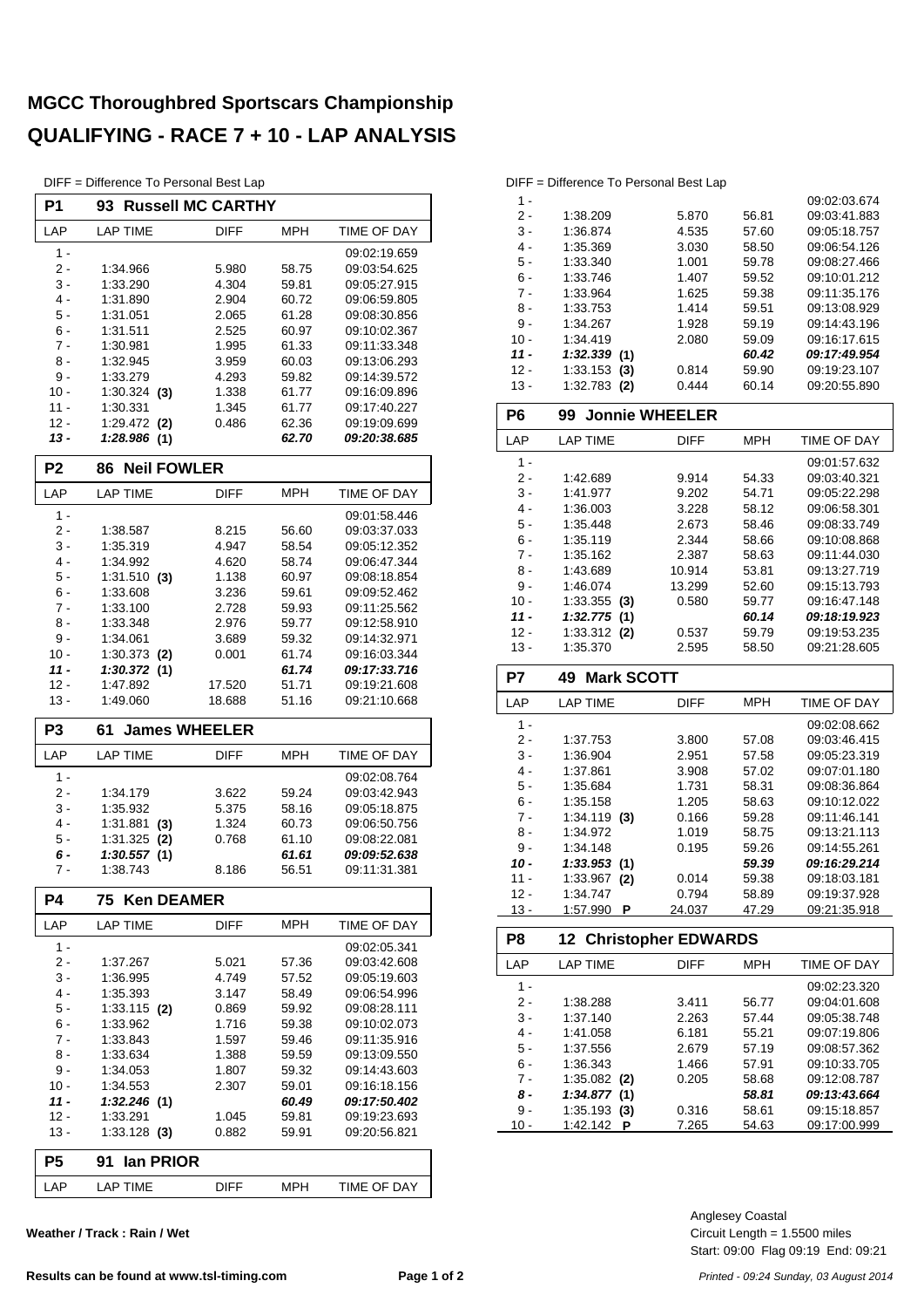# MGCC Thoroughbred Sportscars Championship

# QUALIFYING - RACE 7 + 10 - LAP ANALYSIS

DIFF = Difference To Personal Best Lap

## P1 93 Russell MC CARTHY

| LAP | LAP TIME | DIFF | MPH | TIME OF DAY |
|---|---|---|---|---|
| 1 - | | | | 09:02:19.659 |
| 2 - | 1:34.966 | 5.980 | 58.75 | 09:03:54.625 |
| 3 - | 1:33.290 | 4.304 | 59.81 | 09:05:27.915 |
| 4 - | 1:31.890 | 2.904 | 60.72 | 09:06:59.805 |
| 5 - | 1:31.051 | 2.065 | 61.28 | 09:08:30.856 |
| 6 - | 1:31.511 | 2.525 | 60.97 | 09:10:02.367 |
| 7 - | 1:30.981 | 1.995 | 61.33 | 09:11:33.348 |
| 8 - | 1:32.945 | 3.959 | 60.03 | 09:13:06.293 |
| 9 - | 1:33.279 | 4.293 | 59.82 | 09:14:39.572 |
| 10 - | 1:30.324 **(3)** | 1.338 | 61.77 | 09:16:09.896 |
| 11 - | 1:30.331 | 1.345 | 61.77 | 09:17:40.227 |
| 12 - | 1:29.472 **(2)** | 0.486 | 62.36 | 09:19:09.699 |
| ***13 -*** | ***1:28.986 (1)*** | | ***62.70*** | ***09:20:38.685*** |

## P2 86 Neil FOWLER

| LAP | LAP TIME | DIFF | MPH | TIME OF DAY |
|---|---|---|---|---|
| 1 - | | | | 09:01:58.446 |
| 2 - | 1:38.587 | 8.215 | 56.60 | 09:03:37.033 |
| 3 - | 1:35.319 | 4.947 | 58.54 | 09:05:12.352 |
| 4 - | 1:34.992 | 4.620 | 58.74 | 09:06:47.344 |
| 5 - | 1:31.510 **(3)** | 1.138 | 60.97 | 09:08:18.854 |
| 6 - | 1:33.608 | 3.236 | 59.61 | 09:09:52.462 |
| 7 - | 1:33.100 | 2.728 | 59.93 | 09:11:25.562 |
| 8 - | 1:33.348 | 2.976 | 59.77 | 09:12:58.910 |
| 9 - | 1:34.061 | 3.689 | 59.32 | 09:14:32.971 |
| 10 - | 1:30.373 **(2)** | 0.001 | 61.74 | 09:16:03.344 |
| ***11 -*** | ***1:30.372 (1)*** | | ***61.74*** | ***09:17:33.716*** |
| 12 - | 1:47.892 | 17.520 | 51.71 | 09:19:21.608 |
| 13 - | 1:49.060 | 18.688 | 51.16 | 09:21:10.668 |

## P3 61 James WHEELER

| LAP | LAP TIME | DIFF | MPH | TIME OF DAY |
|---|---|---|---|---|
| 1 - | | | | 09:02:08.764 |
| 2 - | 1:34.179 | 3.622 | 59.24 | 09:03:42.943 |
| 3 - | 1:35.932 | 5.375 | 58.16 | 09:05:18.875 |
| 4 - | 1:31.881 **(3)** | 1.324 | 60.73 | 09:06:50.756 |
| 5 - | 1:31.325 **(2)** | 0.768 | 61.10 | 09:08:22.081 |
| ***6 -*** | ***1:30.557 (1)*** | | ***61.61*** | ***09:09:52.638*** |
| 7 - | 1:38.743 | 8.186 | 56.51 | 09:11:31.381 |

## P4 75 Ken DEAMER

| LAP | LAP TIME | DIFF | MPH | TIME OF DAY |
|---|---|---|---|---|
| 1 - | | | | 09:02:05.341 |
| 2 - | 1:37.267 | 5.021 | 57.36 | 09:03:42.608 |
| 3 - | 1:36.995 | 4.749 | 57.52 | 09:05:19.603 |
| 4 - | 1:35.393 | 3.147 | 58.49 | 09:06:54.996 |
| 5 - | 1:33.115 **(2)** | 0.869 | 59.92 | 09:08:28.111 |
| 6 - | 1:33.962 | 1.716 | 59.38 | 09:10:02.073 |
| 7 - | 1:33.843 | 1.597 | 59.46 | 09:11:35.916 |
| 8 - | 1:33.634 | 1.388 | 59.59 | 09:13:09.550 |
| 9 - | 1:34.053 | 1.807 | 59.32 | 09:14:43.603 |
| 10 - | 1:34.553 | 2.307 | 59.01 | 09:16:18.156 |
| ***11 -*** | ***1:32.246 (1)*** | | ***60.49*** | ***09:17:50.402*** |
| 12 - | 1:33.291 | 1.045 | 59.81 | 09:19:23.693 |
| 13 - | 1:33.128 **(3)** | 0.882 | 59.91 | 09:20:56.821 |

## P5 91 Ian PRIOR

| LAP | LAP TIME | DIFF | MPH | TIME OF DAY |
|---|---|---|---|---|
| 1 - | | | | 09:02:03.674 |
| 2 - | 1:38.209 | 5.870 | 56.81 | 09:03:41.883 |
| 3 - | 1:36.874 | 4.535 | 57.60 | 09:05:18.757 |
| 4 - | 1:35.369 | 3.030 | 58.50 | 09:06:54.126 |
| 5 - | 1:33.340 | 1.001 | 59.78 | 09:08:27.466 |
| 6 - | 1:33.746 | 1.407 | 59.52 | 09:10:01.212 |
| 7 - | 1:33.964 | 1.625 | 59.38 | 09:11:35.176 |
| 8 - | 1:33.753 | 1.414 | 59.51 | 09:13:08.929 |
| 9 - | 1:34.267 | 1.928 | 59.19 | 09:14:43.196 |
| 10 - | 1:34.419 | 2.080 | 59.09 | 09:16:17.615 |
| ***11 -*** | ***1:32.339 (1)*** | | ***60.42*** | ***09:17:49.954*** |
| 12 - | 1:33.153 **(3)** | 0.814 | 59.90 | 09:19:23.107 |
| 13 - | 1:32.783 **(2)** | 0.444 | 60.14 | 09:20:55.890 |

## P6 99 Jonnie WHEELER

| LAP | LAP TIME | DIFF | MPH | TIME OF DAY |
|---|---|---|---|---|
| 1 - | | | | 09:01:57.632 |
| 2 - | 1:42.689 | 9.914 | 54.33 | 09:03:40.321 |
| 3 - | 1:41.977 | 9.202 | 54.71 | 09:05:22.298 |
| 4 - | 1:36.003 | 3.228 | 58.12 | 09:06:58.301 |
| 5 - | 1:35.448 | 2.673 | 58.46 | 09:08:33.749 |
| 6 - | 1:35.119 | 2.344 | 58.66 | 09:10:08.868 |
| 7 - | 1:35.162 | 2.387 | 58.63 | 09:11:44.030 |
| 8 - | 1:43.689 | 10.914 | 53.81 | 09:13:27.719 |
| 9 - | 1:46.074 | 13.299 | 52.60 | 09:15:13.793 |
| 10 - | 1:33.355 **(3)** | 0.580 | 59.77 | 09:16:47.148 |
| ***11 -*** | ***1:32.775 (1)*** | | ***60.14*** | ***09:18:19.923*** |
| 12 - | 1:33.312 **(2)** | 0.537 | 59.79 | 09:19:53.235 |
| 13 - | 1:35.370 | 2.595 | 58.50 | 09:21:28.605 |

## P7 49 Mark SCOTT

| LAP | LAP TIME | DIFF | MPH | TIME OF DAY |
|---|---|---|---|---|
| 1 - | | | | 09:02:08.662 |
| 2 - | 1:37.753 | 3.800 | 57.08 | 09:03:46.415 |
| 3 - | 1:36.904 | 2.951 | 57.58 | 09:05:23.319 |
| 4 - | 1:37.861 | 3.908 | 57.02 | 09:07:01.180 |
| 5 - | 1:35.684 | 1.731 | 58.31 | 09:08:36.864 |
| 6 - | 1:35.158 | 1.205 | 58.63 | 09:10:12.022 |
| 7 - | 1:34.119 **(3)** | 0.166 | 59.28 | 09:11:46.141 |
| 8 - | 1:34.972 | 1.019 | 58.75 | 09:13:21.113 |
| 9 - | 1:34.148 | 0.195 | 59.26 | 09:14:55.261 |
| ***10 -*** | ***1:33.953 (1)*** | | ***59.39*** | ***09:16:29.214*** |
| 11 - | 1:33.967 **(2)** | 0.014 | 59.38 | 09:18:03.181 |
| 12 - | 1:34.747 | 0.794 | 58.89 | 09:19:37.928 |
| 13 - | 1:57.990 **P** | 24.037 | 47.29 | 09:21:35.918 |

## P8 12 Christopher EDWARDS

| LAP | LAP TIME | DIFF | MPH | TIME OF DAY |
|---|---|---|---|---|
| 1 - | | | | 09:02:23.320 |
| 2 - | 1:38.288 | 3.411 | 56.77 | 09:04:01.608 |
| 3 - | 1:37.140 | 2.263 | 57.44 | 09:05:38.748 |
| 4 - | 1:41.058 | 6.181 | 55.21 | 09:07:19.806 |
| 5 - | 1:37.556 | 2.679 | 57.19 | 09:08:57.362 |
| 6 - | 1:36.343 | 1.466 | 57.91 | 09:10:33.705 |
| 7 - | 1:35.082 **(2)** | 0.205 | 58.68 | 09:12:08.787 |
| ***8 -*** | ***1:34.877 (1)*** | | ***58.81*** | ***09:13:43.664*** |
| 9 - | 1:35.193 **(3)** | 0.316 | 58.61 | 09:15:18.857 |
| 10 - | 1:42.142 **P** | 7.265 | 54.63 | 09:17:00.999 |

**Weather / Track : Rain / Wet**

Anglesey Coastal
Circuit Length = 1.5500 miles
Start: 09:00 Flag 09:19 End: 09:21

**Results can be found at www.tsl-timing.com**

*Printed - 09:24 Sunday, 03 August 2014*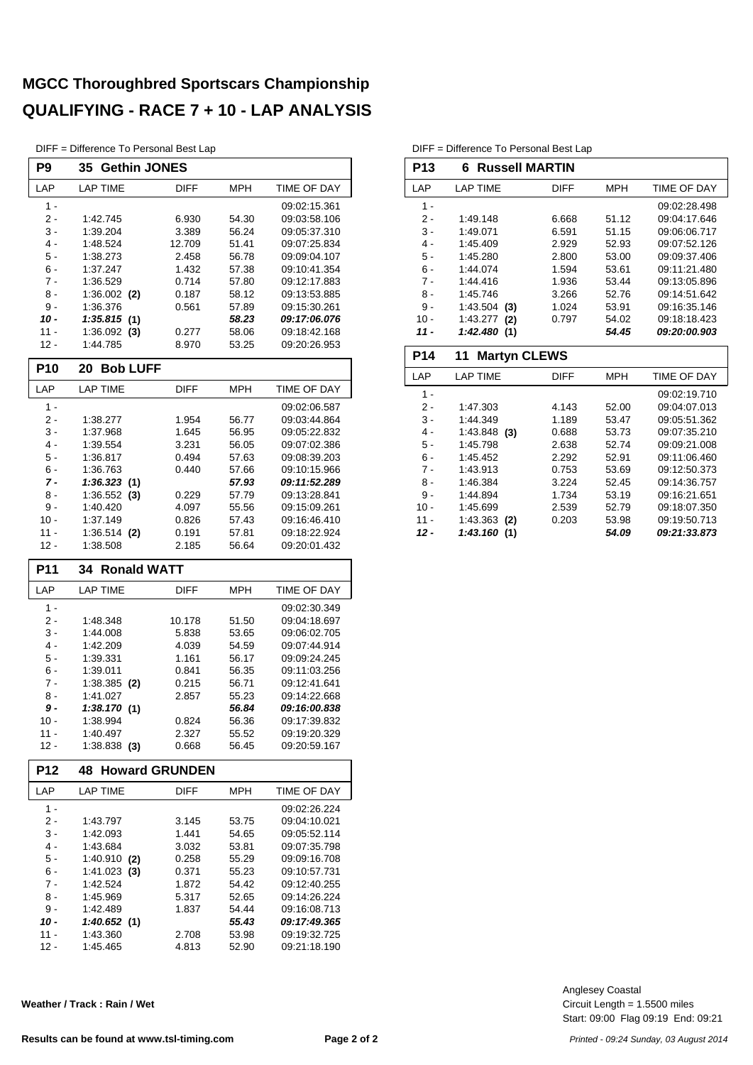# MGCC Thoroughbred Sportscars Championship

## QUALIFYING - RACE 7 + 10 - LAP ANALYSIS

DIFF = Difference To Personal Best Lap

### P9 — 35 Gethin JONES

| LAP | LAP TIME | DIFF | MPH | TIME OF DAY |
|---|---|---|---|---|
| 1 - | | | | 09:02:15.361 |
| 2 - | 1:42.745 | 6.930 | 54.30 | 09:03:58.106 |
| 3 - | 1:39.204 | 3.389 | 56.24 | 09:05:37.310 |
| 4 - | 1:48.524 | 12.709 | 51.41 | 09:07:25.834 |
| 5 - | 1:38.273 | 2.458 | 56.78 | 09:09:04.107 |
| 6 - | 1:37.247 | 1.432 | 57.38 | 09:10:41.354 |
| 7 - | 1:36.529 | 0.714 | 57.80 | 09:12:17.883 |
| 8 - | 1:36.002 **(2)** | 0.187 | 58.12 | 09:13:53.885 |
| 9 - | 1:36.376 | 0.561 | 57.89 | 09:15:30.261 |
| ***10 -*** | ***1:35.815*** **(1)** | | ***58.23*** | ***09:17:06.076*** |
| 11 - | 1:36.092 **(3)** | 0.277 | 58.06 | 09:18:42.168 |
| 12 - | 1:44.785 | 8.970 | 53.25 | 09:20:26.953 |

### P10 — 20 Bob LUFF

| LAP | LAP TIME | DIFF | MPH | TIME OF DAY |
|---|---|---|---|---|
| 1 - | | | | 09:02:06.587 |
| 2 - | 1:38.277 | 1.954 | 56.77 | 09:03:44.864 |
| 3 - | 1:37.968 | 1.645 | 56.95 | 09:05:22.832 |
| 4 - | 1:39.554 | 3.231 | 56.05 | 09:07:02.386 |
| 5 - | 1:36.817 | 0.494 | 57.63 | 09:08:39.203 |
| 6 - | 1:36.763 | 0.440 | 57.66 | 09:10:15.966 |
| ***7 -*** | ***1:36.323*** **(1)** | | ***57.93*** | ***09:11:52.289*** |
| 8 - | 1:36.552 **(3)** | 0.229 | 57.79 | 09:13:28.841 |
| 9 - | 1:40.420 | 4.097 | 55.56 | 09:15:09.261 |
| 10 - | 1:37.149 | 0.826 | 57.43 | 09:16:46.410 |
| 11 - | 1:36.514 **(2)** | 0.191 | 57.81 | 09:18:22.924 |
| 12 - | 1:38.508 | 2.185 | 56.64 | 09:20:01.432 |

### P11 — 34 Ronald WATT

| LAP | LAP TIME | DIFF | MPH | TIME OF DAY |
|---|---|---|---|---|
| 1 - | | | | 09:02:30.349 |
| 2 - | 1:48.348 | 10.178 | 51.50 | 09:04:18.697 |
| 3 - | 1:44.008 | 5.838 | 53.65 | 09:06:02.705 |
| 4 - | 1:42.209 | 4.039 | 54.59 | 09:07:44.914 |
| 5 - | 1:39.331 | 1.161 | 56.17 | 09:09:24.245 |
| 6 - | 1:39.011 | 0.841 | 56.35 | 09:11:03.256 |
| 7 - | 1:38.385 **(2)** | 0.215 | 56.71 | 09:12:41.641 |
| 8 - | 1:41.027 | 2.857 | 55.23 | 09:14:22.668 |
| ***9 -*** | ***1:38.170*** **(1)** | | ***56.84*** | ***09:16:00.838*** |
| 10 - | 1:38.994 | 0.824 | 56.36 | 09:17:39.832 |
| 11 - | 1:40.497 | 2.327 | 55.52 | 09:19:20.329 |
| 12 - | 1:38.838 **(3)** | 0.668 | 56.45 | 09:20:59.167 |

### P12 — 48 Howard GRUNDEN

| LAP | LAP TIME | DIFF | MPH | TIME OF DAY |
|---|---|---|---|---|
| 1 - | | | | 09:02:26.224 |
| 2 - | 1:43.797 | 3.145 | 53.75 | 09:04:10.021 |
| 3 - | 1:42.093 | 1.441 | 54.65 | 09:05:52.114 |
| 4 - | 1:43.684 | 3.032 | 53.81 | 09:07:35.798 |
| 5 - | 1:40.910 **(2)** | 0.258 | 55.29 | 09:09:16.708 |
| 6 - | 1:41.023 **(3)** | 0.371 | 55.23 | 09:10:57.731 |
| 7 - | 1:42.524 | 1.872 | 54.42 | 09:12:40.255 |
| 8 - | 1:45.969 | 5.317 | 52.65 | 09:14:26.224 |
| 9 - | 1:42.489 | 1.837 | 54.44 | 09:16:08.713 |
| ***10 -*** | ***1:40.652*** **(1)** | | ***55.43*** | ***09:17:49.365*** |
| 11 - | 1:43.360 | 2.708 | 53.98 | 09:19:32.725 |
| 12 - | 1:45.465 | 4.813 | 52.90 | 09:21:18.190 |

DIFF = Difference To Personal Best Lap

### P13 — 6 Russell MARTIN

| LAP | LAP TIME | DIFF | MPH | TIME OF DAY |
|---|---|---|---|---|
| 1 - | | | | 09:02:28.498 |
| 2 - | 1:49.148 | 6.668 | 51.12 | 09:04:17.646 |
| 3 - | 1:49.071 | 6.591 | 51.15 | 09:06:06.717 |
| 4 - | 1:45.409 | 2.929 | 52.93 | 09:07:52.126 |
| 5 - | 1:45.280 | 2.800 | 53.00 | 09:09:37.406 |
| 6 - | 1:44.074 | 1.594 | 53.61 | 09:11:21.480 |
| 7 - | 1:44.416 | 1.936 | 53.44 | 09:13:05.896 |
| 8 - | 1:45.746 | 3.266 | 52.76 | 09:14:51.642 |
| 9 - | 1:43.504 **(3)** | 1.024 | 53.91 | 09:16:35.146 |
| 10 - | 1:43.277 **(2)** | 0.797 | 54.02 | 09:18:18.423 |
| ***11 -*** | ***1:42.480*** **(1)** | | ***54.45*** | ***09:20:00.903*** |

### P14 — 11 Martyn CLEWS

| LAP | LAP TIME | DIFF | MPH | TIME OF DAY |
|---|---|---|---|---|
| 1 - | | | | 09:02:19.710 |
| 2 - | 1:47.303 | 4.143 | 52.00 | 09:04:07.013 |
| 3 - | 1:44.349 | 1.189 | 53.47 | 09:05:51.362 |
| 4 - | 1:43.848 **(3)** | 0.688 | 53.73 | 09:07:35.210 |
| 5 - | 1:45.798 | 2.638 | 52.74 | 09:09:21.008 |
| 6 - | 1:45.452 | 2.292 | 52.91 | 09:11:06.460 |
| 7 - | 1:43.913 | 0.753 | 53.69 | 09:12:50.373 |
| 8 - | 1:46.384 | 3.224 | 52.45 | 09:14:36.757 |
| 9 - | 1:44.894 | 1.734 | 53.19 | 09:16:21.651 |
| 10 - | 1:45.699 | 2.539 | 52.79 | 09:18:07.350 |
| 11 - | 1:43.363 **(2)** | 0.203 | 53.98 | 09:19:50.713 |
| ***12 -*** | ***1:43.160*** **(1)** | | ***54.09*** | ***09:21:33.873*** |

**Weather / Track : Rain / Wet**

Anglesey Coastal
Circuit Length = 1.5500 miles
Start: 09:00 Flag 09:19 End: 09:21

**Results can be found at www.tsl-timing.com**

*Printed - 09:24 Sunday, 03 August 2014*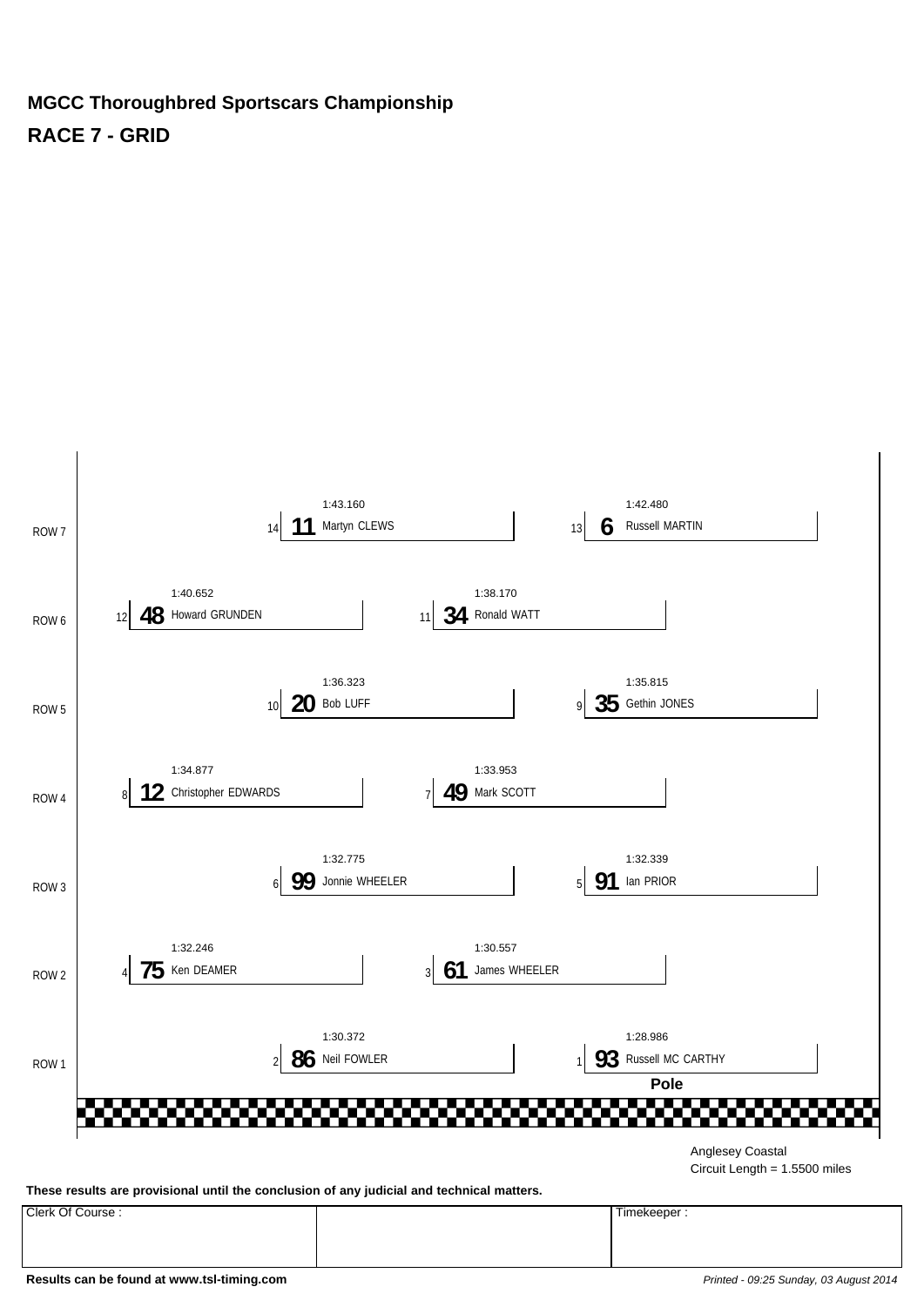# MGCC Thoroughbred Sportscars Championship

## RACE 7 - GRID

| Row | Position | No. | Driver | Time |
|---|---|---|---|---|
| ROW 7 | 14 | 11 | Martyn CLEWS | 1:43.160 |
| ROW 7 | 13 | 6 | Russell MARTIN | 1:42.480 |
| ROW 6 | 12 | 48 | Howard GRUNDEN | 1:40.652 |
| ROW 6 | 11 | 34 | Ronald WATT | 1:38.170 |
| ROW 5 | 10 | 20 | Bob LUFF | 1:36.323 |
| ROW 5 | 9 | 35 | Gethin JONES | 1:35.815 |
| ROW 4 | 8 | 12 | Christopher EDWARDS | 1:34.877 |
| ROW 4 | 7 | 49 | Mark SCOTT | 1:33.953 |
| ROW 3 | 6 | 99 | Jonnie WHEELER | 1:32.775 |
| ROW 3 | 5 | 91 | Ian PRIOR | 1:32.339 |
| ROW 2 | 4 | 75 | Ken DEAMER | 1:32.246 |
| ROW 2 | 3 | 61 | James WHEELER | 1:30.557 |
| ROW 1 | 2 | 86 | Neil FOWLER | 1:30.372 |
| ROW 1 | 1 | 93 | Russell MC CARTHY | 1:28.986 |

**Pole**

Anglesey Coastal
Circuit Length = 1.5500 miles

**These results are provisional until the conclusion of any judicial and technical matters.**

| Clerk Of Course : | | Timekeeper : |
|---|---|---|
| | | |

**Results can be found at www.tsl-timing.com**

*Printed - 09:25 Sunday, 03 August 2014*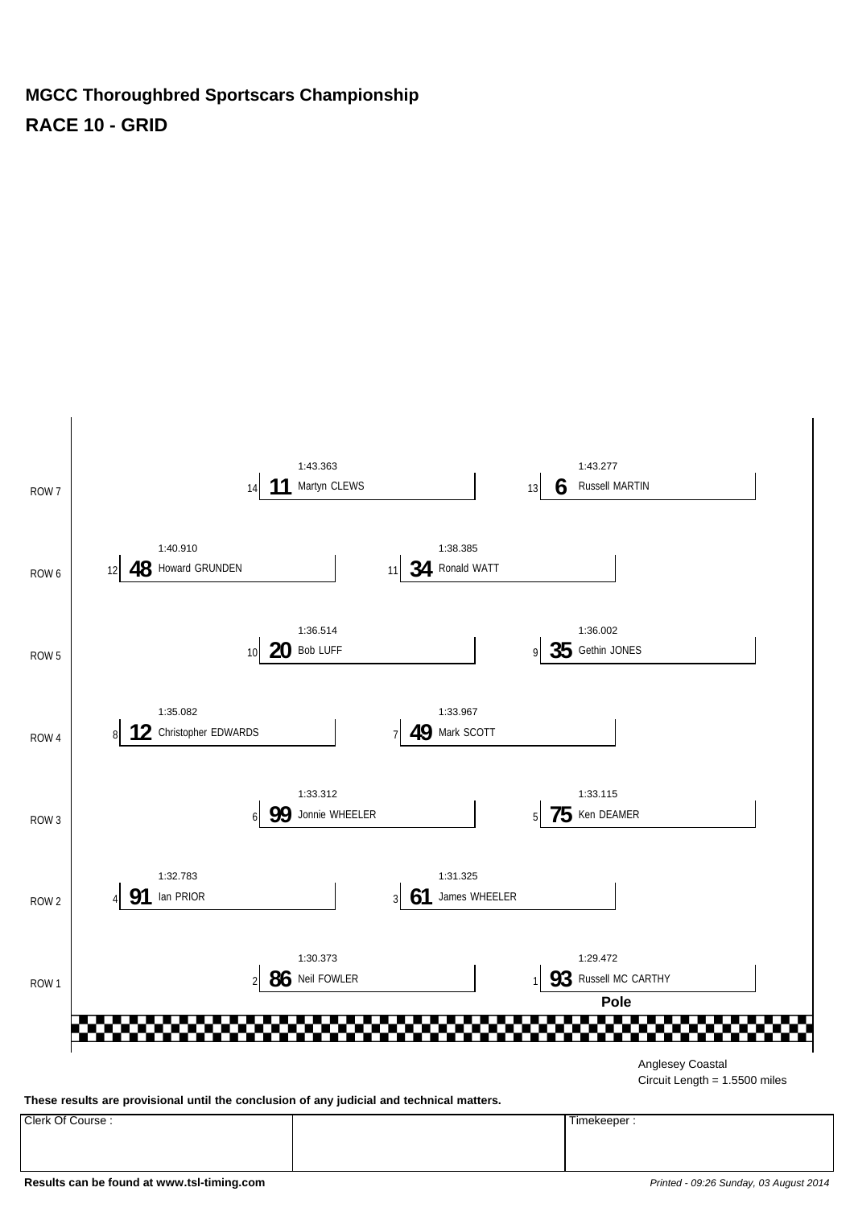**MGCC Thoroughbred Sportscars Championship**

**RACE 10 - GRID**

| Row | Position | No. | Driver | Time |
|---|---|---|---|---|
| ROW 7 | 14 | **11** | Martyn CLEWS | 1:43.363 |
| ROW 7 | 13 | **6** | Russell MARTIN | 1:43.277 |
| ROW 6 | 12 | **48** | Howard GRUNDEN | 1:40.910 |
| ROW 6 | 11 | **34** | Ronald WATT | 1:38.385 |
| ROW 5 | 10 | **20** | Bob LUFF | 1:36.514 |
| ROW 5 | 9 | **35** | Gethin JONES | 1:36.002 |
| ROW 4 | 8 | **12** | Christopher EDWARDS | 1:35.082 |
| ROW 4 | 7 | **49** | Mark SCOTT | 1:33.967 |
| ROW 3 | 6 | **99** | Jonnie WHEELER | 1:33.312 |
| ROW 3 | 5 | **75** | Ken DEAMER | 1:33.115 |
| ROW 2 | 4 | **91** | Ian PRIOR | 1:32.783 |
| ROW 2 | 3 | **61** | James WHEELER | 1:31.325 |
| ROW 1 | 2 | **86** | Neil FOWLER | 1:30.373 |
| ROW 1 | 1 | **93** | Russell MC CARTHY (**Pole**) | 1:29.472 |

Anglesey Coastal
Circuit Length = 1.5500 miles

**These results are provisional until the conclusion of any judicial and technical matters.**

| Clerk Of Course : | | Timekeeper : |
|---|---|---|
| | | |

**Results can be found at www.tsl-timing.com**

*Printed - 09:26 Sunday, 03 August 2014*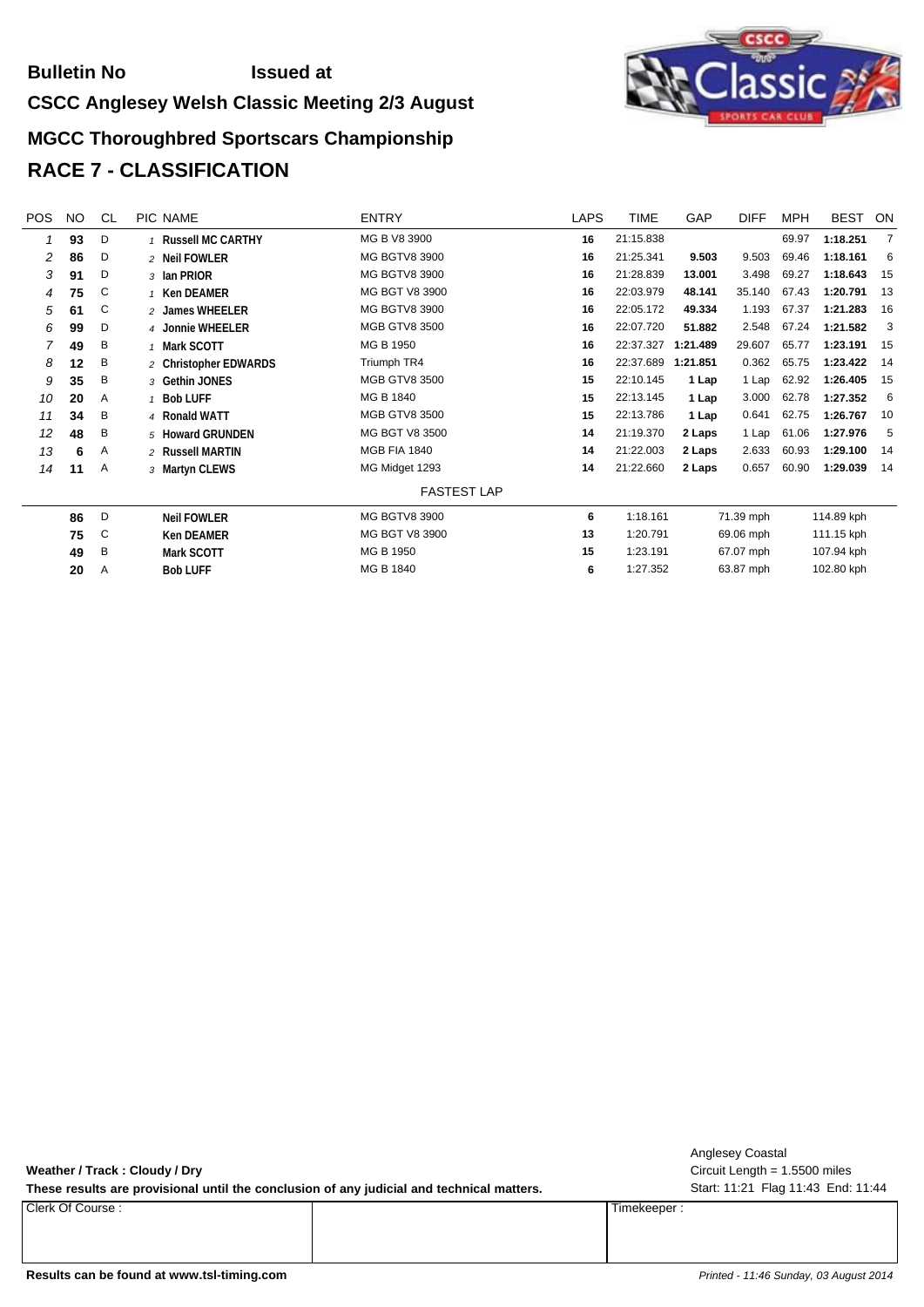**Bulletin No** **Issued at**

**CSCC Anglesey Welsh Classic Meeting 2/3 August**

## MGCC Thoroughbred Sportscars Championship

## RACE 7 - CLASSIFICATION

| POS | NO | CL | PIC | NAME | ENTRY | LAPS | TIME | GAP | DIFF | MPH | BEST | ON |
|---|---|---|---|---|---|---|---|---|---|---|---|---|
| 1 | **93** | D | 1 | **Russell MC CARTHY** | MG B V8 3900 | **16** | 21:15.838 | | | 69.97 | **1:18.251** | 7 |
| 2 | **86** | D | 2 | **Neil FOWLER** | MG BGTV8 3900 | **16** | 21:25.341 | **9.503** | 9.503 | 69.46 | **1:18.161** | 6 |
| 3 | **91** | D | 3 | **Ian PRIOR** | MG BGTV8 3900 | **16** | 21:28.839 | **13.001** | 3.498 | 69.27 | **1:18.643** | 15 |
| 4 | **75** | C | 1 | **Ken DEAMER** | MG BGT V8 3900 | **16** | 22:03.979 | **48.141** | 35.140 | 67.43 | **1:20.791** | 13 |
| 5 | **61** | C | 2 | **James WHEELER** | MG BGTV8 3900 | **16** | 22:05.172 | **49.334** | 1.193 | 67.37 | **1:21.283** | 16 |
| 6 | **99** | D | 4 | **Jonnie WHEELER** | MGB GTV8 3500 | **16** | 22:07.720 | **51.882** | 2.548 | 67.24 | **1:21.582** | 3 |
| 7 | **49** | B | 1 | **Mark SCOTT** | MG B 1950 | **16** | 22:37.327 | **1:21.489** | 29.607 | 65.77 | **1:23.191** | 15 |
| 8 | **12** | B | 2 | **Christopher EDWARDS** | Triumph TR4 | **16** | 22:37.689 | **1:21.851** | 0.362 | 65.75 | **1:23.422** | 14 |
| 9 | **35** | B | 3 | **Gethin JONES** | MGB GTV8 3500 | **15** | 22:10.145 | **1 Lap** | 1 Lap | 62.92 | **1:26.405** | 15 |
| 10 | **20** | A | 1 | **Bob LUFF** | MG B 1840 | **15** | 22:13.145 | **1 Lap** | 3.000 | 62.78 | **1:27.352** | 6 |
| 11 | **34** | B | 4 | **Ronald WATT** | MGB GTV8 3500 | **15** | 22:13.786 | **1 Lap** | 0.641 | 62.75 | **1:26.767** | 10 |
| 12 | **48** | B | 5 | **Howard GRUNDEN** | MG BGT V8 3500 | **14** | 21:19.370 | **2 Laps** | 1 Lap | 61.06 | **1:27.976** | 5 |
| 13 | **6** | A | 2 | **Russell MARTIN** | MGB FIA 1840 | **14** | 21:22.003 | **2 Laps** | 2.633 | 60.93 | **1:29.100** | 14 |
| 14 | **11** | A | 3 | **Martyn CLEWS** | MG Midget 1293 | **14** | 21:22.660 | **2 Laps** | 0.657 | 60.90 | **1:29.039** | 14 |

FASTEST LAP

| NO | CL | NAME | ENTRY | LAP | TIME | MPH | KPH |
|---|---|---|---|---|---|---|---|
| **86** | D | **Neil FOWLER** | MG BGTV8 3900 | **6** | 1:18.161 | 71.39 mph | 114.89 kph |
| **75** | C | **Ken DEAMER** | MG BGT V8 3900 | **13** | 1:20.791 | 69.06 mph | 111.15 kph |
| **49** | B | **Mark SCOTT** | MG B 1950 | **15** | 1:23.191 | 67.07 mph | 107.94 kph |
| **20** | A | **Bob LUFF** | MG B 1840 | **6** | 1:27.352 | 63.87 mph | 102.80 kph |

**Weather / Track : Cloudy / Dry**

**These results are provisional until the conclusion of any judicial and technical matters.**

Anglesey Coastal
Circuit Length = 1.5500 miles
Start: 11:21 Flag 11:43 End: 11:44

| Clerk Of Course : | | Timekeeper : |
|---|---|---|

**Results can be found at www.tsl-timing.com**

*Printed - 11:46 Sunday, 03 August 2014*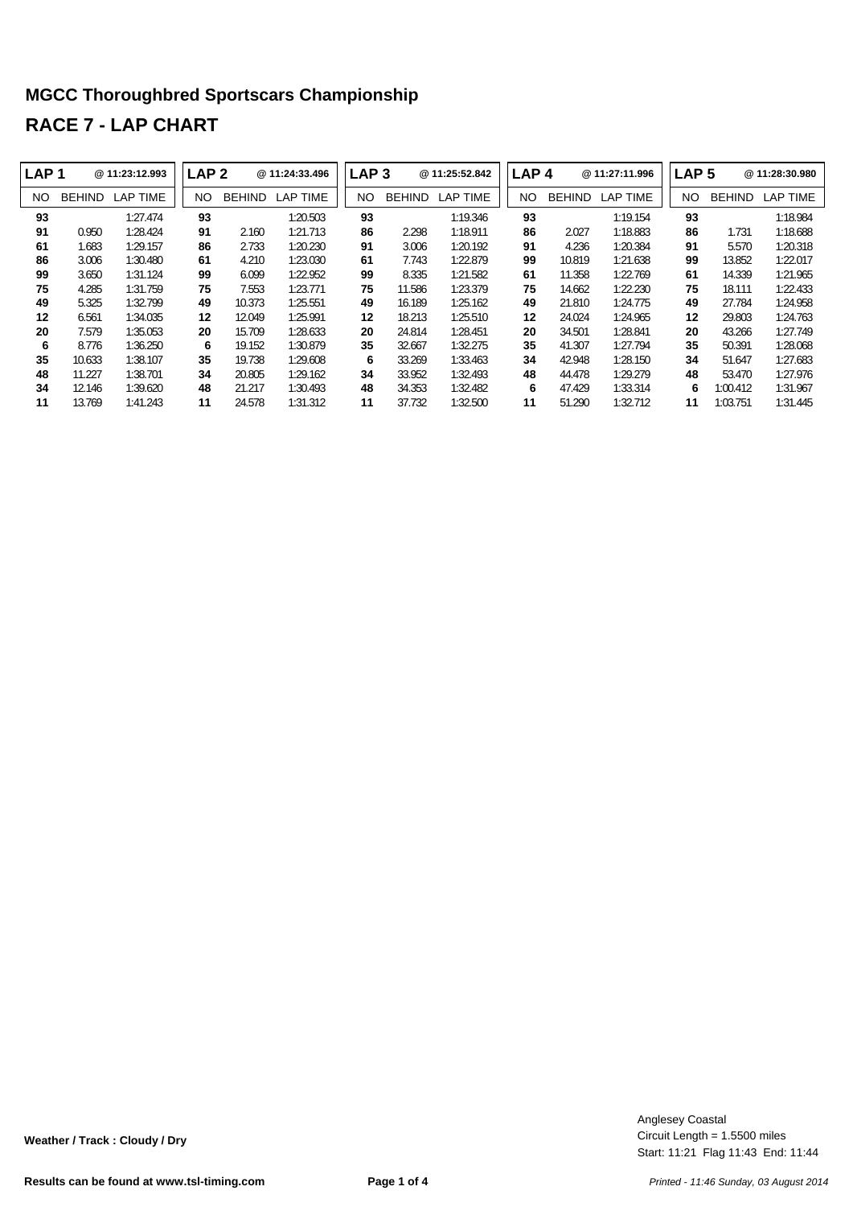# MGCC Thoroughbred Sportscars Championship

## RACE 7 - LAP CHART

| LAP 1 | | @ 11:23:12.993 | LAP 2 | | @ 11:24:33.496 | LAP 3 | | @ 11:25:52.842 | LAP 4 | | @ 11:27:11.996 | LAP 5 | | @ 11:28:30.980 |
|---|---|---|---|---|---|---|---|---|---|---|---|---|---|---|
| NO | BEHIND | LAP TIME | NO | BEHIND | LAP TIME | NO | BEHIND | LAP TIME | NO | BEHIND | LAP TIME | NO | BEHIND | LAP TIME |
| **93** | | 1:27.474 | **93** | | 1:20.503 | **93** | | 1:19.346 | **93** | | 1:19.154 | **93** | | 1:18.984 |
| **91** | 0.950 | 1:28.424 | **91** | 2.160 | 1:21.713 | **86** | 2.298 | 1:18.911 | **86** | 2.027 | 1:18.883 | **86** | 1.731 | 1:18.688 |
| **61** | 1.683 | 1:29.157 | **86** | 2.733 | 1:20.230 | **91** | 3.006 | 1:20.192 | **91** | 4.236 | 1:20.384 | **91** | 5.570 | 1:20.318 |
| **86** | 3.006 | 1:30.480 | **61** | 4.210 | 1:23.030 | **61** | 7.743 | 1:22.879 | **99** | 10.819 | 1:21.638 | **99** | 13.852 | 1:22.017 |
| **99** | 3.650 | 1:31.124 | **99** | 6.099 | 1:22.952 | **99** | 8.335 | 1:21.582 | **61** | 11.358 | 1:22.769 | **61** | 14.339 | 1:21.965 |
| **75** | 4.285 | 1:31.759 | **75** | 7.553 | 1:23.771 | **75** | 11.586 | 1:23.379 | **75** | 14.662 | 1:22.230 | **75** | 18.111 | 1:22.433 |
| **49** | 5.325 | 1:32.799 | **49** | 10.373 | 1:25.551 | **49** | 16.189 | 1:25.162 | **49** | 21.810 | 1:24.775 | **49** | 27.784 | 1:24.958 |
| **12** | 6.561 | 1:34.035 | **12** | 12.049 | 1:25.991 | **12** | 18.213 | 1:25.510 | **12** | 24.024 | 1:24.965 | **12** | 29.803 | 1:24.763 |
| **20** | 7.579 | 1:35.053 | **20** | 15.709 | 1:28.633 | **20** | 24.814 | 1:28.451 | **20** | 34.501 | 1:28.841 | **20** | 43.266 | 1:27.749 |
| **6** | 8.776 | 1:36.250 | **6** | 19.152 | 1:30.879 | **35** | 32.667 | 1:32.275 | **35** | 41.307 | 1:27.794 | **35** | 50.391 | 1:28.068 |
| **35** | 10.633 | 1:38.107 | **35** | 19.738 | 1:29.608 | **6** | 33.269 | 1:33.463 | **34** | 42.948 | 1:28.150 | **34** | 51.647 | 1:27.683 |
| **48** | 11.227 | 1:38.701 | **34** | 20.805 | 1:29.162 | **34** | 33.952 | 1:32.493 | **48** | 44.478 | 1:29.279 | **48** | 53.470 | 1:27.976 |
| **34** | 12.146 | 1:39.620 | **48** | 21.217 | 1:30.493 | **48** | 34.353 | 1:32.482 | **6** | 47.429 | 1:33.314 | **6** | 1:00.412 | 1:31.967 |
| **11** | 13.769 | 1:41.243 | **11** | 24.578 | 1:31.312 | **11** | 37.732 | 1:32.500 | **11** | 51.290 | 1:32.712 | **11** | 1:03.751 | 1:31.445 |

**Weather / Track : Cloudy / Dry**

Anglesey Coastal
Circuit Length = 1.5500 miles
Start: 11:21 Flag 11:43 End: 11:44

**Results can be found at www.tsl-timing.com**

*Printed - 11:46 Sunday, 03 August 2014*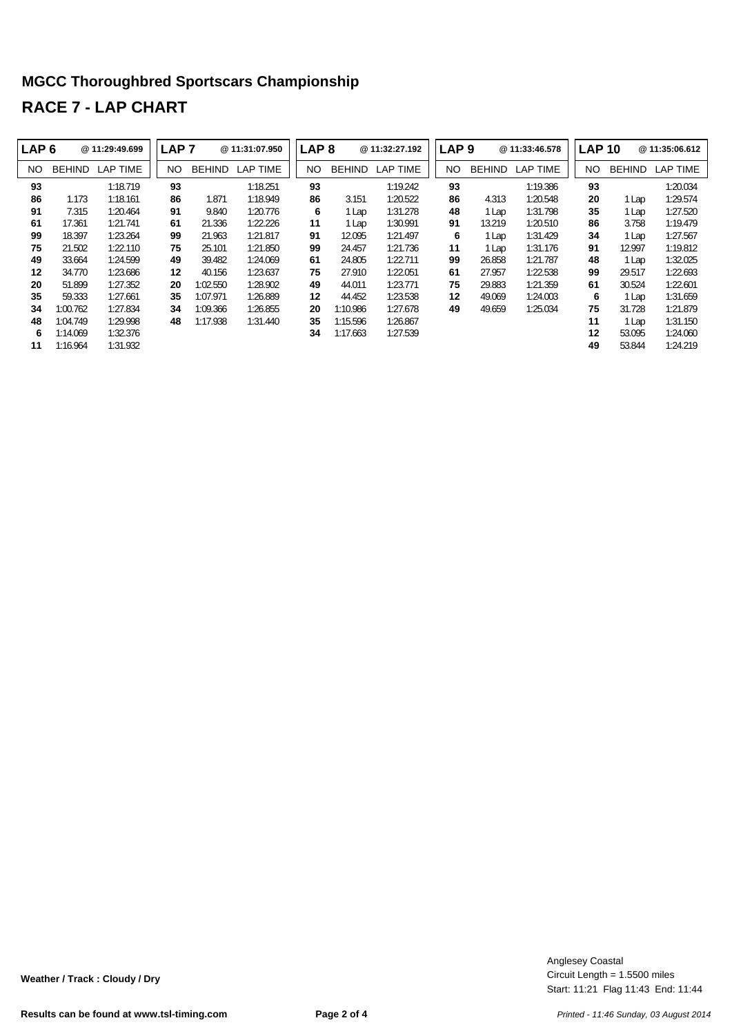# MGCC Thoroughbred Sportscars Championship

## RACE 7 - LAP CHART

| LAP 6 | | @ 11:29:49.699 |
|---|---|---|
| NO | BEHIND | LAP TIME |
| **93** | | 1:18.719 |
| **86** | 1.173 | 1:18.161 |
| **91** | 7.315 | 1:20.464 |
| **61** | 17.361 | 1:21.741 |
| **99** | 18.397 | 1:23.264 |
| **75** | 21.502 | 1:22.110 |
| **49** | 33.664 | 1:24.599 |
| **12** | 34.770 | 1:23.686 |
| **20** | 51.899 | 1:27.352 |
| **35** | 59.333 | 1:27.661 |
| **34** | 1:00.762 | 1:27.834 |
| **48** | 1:04.749 | 1:29.998 |
| **6** | 1:14.069 | 1:32.376 |
| **11** | 1:16.964 | 1:31.932 |

| LAP 7 | | @ 11:31:07.950 |
|---|---|---|
| NO | BEHIND | LAP TIME |
| **93** | | 1:18.251 |
| **86** | 1.871 | 1:18.949 |
| **91** | 9.840 | 1:20.776 |
| **61** | 21.336 | 1:22.226 |
| **99** | 21.963 | 1:21.817 |
| **75** | 25.101 | 1:21.850 |
| **49** | 39.482 | 1:24.069 |
| **12** | 40.156 | 1:23.637 |
| **20** | 1:02.550 | 1:28.902 |
| **35** | 1:07.971 | 1:26.889 |
| **34** | 1:09.366 | 1:26.855 |
| **48** | 1:17.938 | 1:31.440 |

| LAP 8 | | @ 11:32:27.192 |
|---|---|---|
| NO | BEHIND | LAP TIME |
| **93** | | 1:19.242 |
| **86** | 3.151 | 1:20.522 |
| **6** | 1 Lap | 1:31.278 |
| **11** | 1 Lap | 1:30.991 |
| **91** | 12.095 | 1:21.497 |
| **99** | 24.457 | 1:21.736 |
| **61** | 24.805 | 1:22.711 |
| **75** | 27.910 | 1:22.051 |
| **49** | 44.011 | 1:23.771 |
| **12** | 44.452 | 1:23.538 |
| **20** | 1:10.986 | 1:27.678 |
| **35** | 1:15.596 | 1:26.867 |
| **34** | 1:17.663 | 1:27.539 |

| LAP 9 | | @ 11:33:46.578 |
|---|---|---|
| NO | BEHIND | LAP TIME |
| **93** | | 1:19.386 |
| **86** | 4.313 | 1:20.548 |
| **48** | 1 Lap | 1:31.798 |
| **91** | 13.219 | 1:20.510 |
| **6** | 1 Lap | 1:31.429 |
| **11** | 1 Lap | 1:31.176 |
| **99** | 26.858 | 1:21.787 |
| **61** | 27.957 | 1:22.538 |
| **75** | 29.883 | 1:21.359 |
| **12** | 49.069 | 1:24.003 |
| **49** | 49.659 | 1:25.034 |

| LAP 10 | | @ 11:35:06.612 |
|---|---|---|
| NO | BEHIND | LAP TIME |
| **93** | | 1:20.034 |
| **20** | 1 Lap | 1:29.574 |
| **35** | 1 Lap | 1:27.520 |
| **86** | 3.758 | 1:19.479 |
| **34** | 1 Lap | 1:27.567 |
| **91** | 12.997 | 1:19.812 |
| **48** | 1 Lap | 1:32.025 |
| **61** | 30.524 | 1:22.601 |
| **99** | 29.517 | 1:22.693 |
| **6** | 1 Lap | 1:31.659 |
| **75** | 31.728 | 1:21.879 |
| **11** | 1 Lap | 1:31.150 |
| **12** | 53.095 | 1:24.060 |
| **49** | 53.844 | 1:24.219 |

**Weather / Track : Cloudy / Dry**

Anglesey Coastal
Circuit Length = 1.5500 miles
Start: 11:21 Flag 11:43 End: 11:44

**Results can be found at www.tsl-timing.com**

*Printed - 11:46 Sunday, 03 August 2014*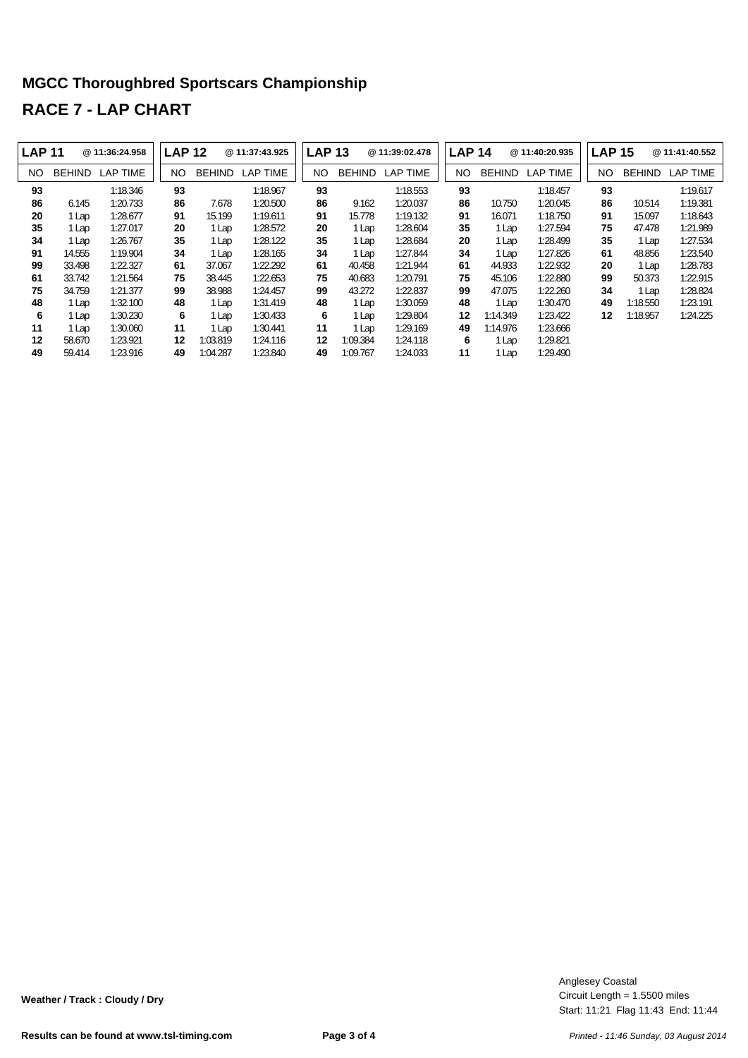## MGCC Thoroughbred Sportscars Championship

## RACE 7 - LAP CHART

| LAP 11 | | @ 11:36:24.958 |
|---|---|---|
| NO | BEHIND | LAP TIME |
| 93 | | 1:18.346 |
| 86 | 6.145 | 1:20.733 |
| 20 | 1 Lap | 1:28.677 |
| 35 | 1 Lap | 1:27.017 |
| 34 | 1 Lap | 1:26.767 |
| 91 | 14.555 | 1:19.904 |
| 99 | 33.498 | 1:22.327 |
| 61 | 33.742 | 1:21.564 |
| 75 | 34.759 | 1:21.377 |
| 48 | 1 Lap | 1:32.100 |
| 6 | 1 Lap | 1:30.230 |
| 11 | 1 Lap | 1:30.060 |
| 12 | 58.670 | 1:23.921 |
| 49 | 59.414 | 1:23.916 |

| LAP 12 | | @ 11:37:43.925 |
|---|---|---|
| NO | BEHIND | LAP TIME |
| 93 | | 1:18.967 |
| 86 | 7.678 | 1:20.500 |
| 91 | 15.199 | 1:19.611 |
| 20 | 1 Lap | 1:28.572 |
| 35 | 1 Lap | 1:28.122 |
| 34 | 1 Lap | 1:28.165 |
| 61 | 37.067 | 1:22.292 |
| 75 | 38.445 | 1:22.653 |
| 99 | 38.988 | 1:24.457 |
| 48 | 1 Lap | 1:31.419 |
| 6 | 1 Lap | 1:30.433 |
| 11 | 1 Lap | 1:30.441 |
| 12 | 1:03.819 | 1:24.116 |
| 49 | 1:04.287 | 1:23.840 |

| LAP 13 | | @ 11:39:02.478 |
|---|---|---|
| NO | BEHIND | LAP TIME |
| 93 | | 1:18.553 |
| 86 | 9.162 | 1:20.037 |
| 91 | 15.778 | 1:19.132 |
| 20 | 1 Lap | 1:28.604 |
| 35 | 1 Lap | 1:28.684 |
| 34 | 1 Lap | 1:27.844 |
| 61 | 40.458 | 1:21.944 |
| 75 | 40.683 | 1:20.791 |
| 99 | 43.272 | 1:22.837 |
| 48 | 1 Lap | 1:30.059 |
| 6 | 1 Lap | 1:29.804 |
| 11 | 1 Lap | 1:29.169 |
| 12 | 1:09.384 | 1:24.118 |
| 49 | 1:09.767 | 1:24.033 |

| LAP 14 | | @ 11:40:20.935 |
|---|---|---|
| NO | BEHIND | LAP TIME |
| 93 | | 1:18.457 |
| 86 | 10.750 | 1:20.045 |
| 91 | 16.071 | 1:18.750 |
| 35 | 1 Lap | 1:27.594 |
| 20 | 1 Lap | 1:28.499 |
| 34 | 1 Lap | 1:27.826 |
| 61 | 44.933 | 1:22.932 |
| 75 | 45.106 | 1:22.880 |
| 99 | 47.075 | 1:22.260 |
| 48 | 1 Lap | 1:30.470 |
| 12 | 1:14.349 | 1:23.422 |
| 49 | 1:14.976 | 1:23.666 |
| 6 | 1 Lap | 1:29.821 |
| 11 | 1 Lap | 1:29.490 |

| LAP 15 | | @ 11:41:40.552 |
|---|---|---|
| NO | BEHIND | LAP TIME |
| 93 | | 1:19.617 |
| 86 | 10.514 | 1:19.381 |
| 91 | 15.097 | 1:18.643 |
| 75 | 47.478 | 1:21.989 |
| 35 | 1 Lap | 1:27.534 |
| 61 | 48.856 | 1:23.540 |
| 20 | 1 Lap | 1:28.783 |
| 99 | 50.373 | 1:22.915 |
| 34 | 1 Lap | 1:28.824 |
| 49 | 1:18.550 | 1:23.191 |
| 12 | 1:18.957 | 1:24.225 |

**Weather / Track : Cloudy / Dry**

Anglesey Coastal
Circuit Length = 1.5500 miles
Start: 11:21 Flag 11:43 End: 11:44

**Results can be found at www.tsl-timing.com**

*Printed - 11:46 Sunday, 03 August 2014*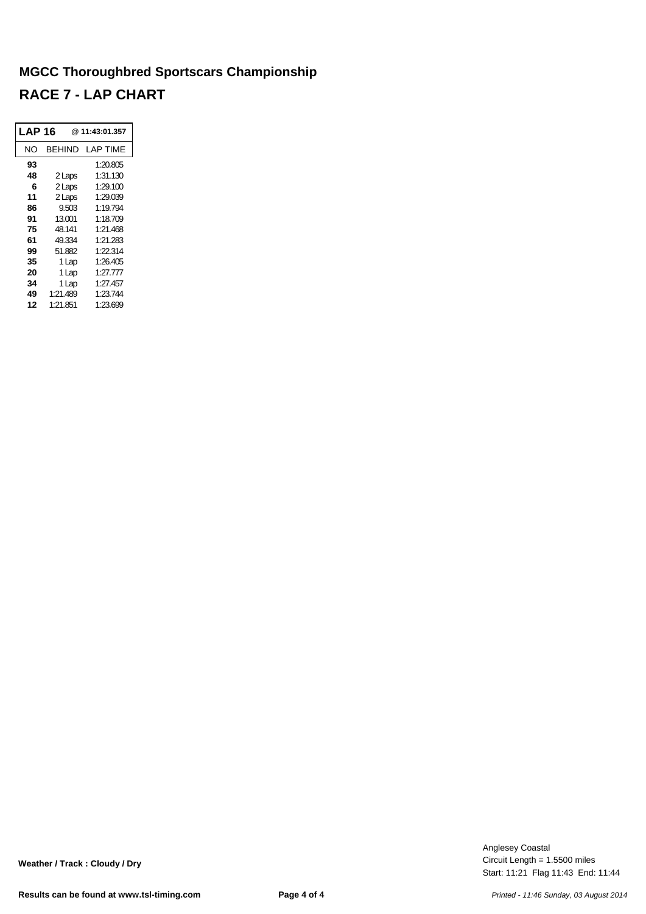## MGCC Thoroughbred Sportscars Championship

## RACE 7 - LAP CHART

| LAP 16 | @ 11:43:01.357 | |
|---|---|---|
| NO | BEHIND | LAP TIME |
| **93** | | 1:20.805 |
| **48** | 2 Laps | 1:31.130 |
| **6** | 2 Laps | 1:29.100 |
| **11** | 2 Laps | 1:29.039 |
| **86** | 9.503 | 1:19.794 |
| **91** | 13.001 | 1:18.709 |
| **75** | 48.141 | 1:21.468 |
| **61** | 49.334 | 1:21.283 |
| **99** | 51.882 | 1:22.314 |
| **35** | 1 Lap | 1:26.405 |
| **20** | 1 Lap | 1:27.777 |
| **34** | 1 Lap | 1:27.457 |
| **49** | 1:21.489 | 1:23.744 |
| **12** | 1:21.851 | 1:23.699 |

**Weather / Track : Cloudy / Dry**

Anglesey Coastal
Circuit Length = 1.5500 miles
Start: 11:21 Flag 11:43 End: 11:44

**Results can be found at www.tsl-timing.com**

*Printed - 11:46 Sunday, 03 August 2014*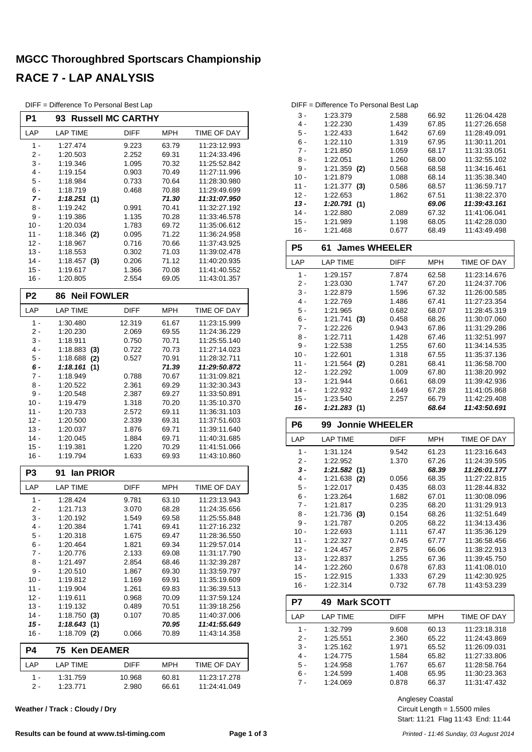# MGCC Thoroughbred Sportscars Championship

## RACE 7 - LAP ANALYSIS

DIFF = Difference To Personal Best Lap

### P1 93 Russell MC CARTHY

| LAP | LAP TIME | DIFF | MPH | TIME OF DAY |
|---|---|---|---|---|
| 1 - | 1:27.474 | 9.223 | 63.79 | 11:23:12.993 |
| 2 - | 1:20.503 | 2.252 | 69.31 | 11:24:33.496 |
| 3 - | 1:19.346 | 1.095 | 70.32 | 11:25:52.842 |
| 4 - | 1:19.154 | 0.903 | 70.49 | 11:27:11.996 |
| 5 - | 1:18.984 | 0.733 | 70.64 | 11:28:30.980 |
| 6 - | 1:18.719 | 0.468 | 70.88 | 11:29:49.699 |
| ***7 -*** | ***1:18.251* (1)** | | ***71.30*** | ***11:31:07.950*** |
| 8 - | 1:19.242 | 0.991 | 70.41 | 11:32:27.192 |
| 9 - | 1:19.386 | 1.135 | 70.28 | 11:33:46.578 |
| 10 - | 1:20.034 | 1.783 | 69.72 | 11:35:06.612 |
| 11 - | 1:18.346 **(2)** | 0.095 | 71.22 | 11:36:24.958 |
| 12 - | 1:18.967 | 0.716 | 70.66 | 11:37:43.925 |
| 13 - | 1:18.553 | 0.302 | 71.03 | 11:39:02.478 |
| 14 - | 1:18.457 **(3)** | 0.206 | 71.12 | 11:40:20.935 |
| 15 - | 1:19.617 | 1.366 | 70.08 | 11:41:40.552 |
| 16 - | 1:20.805 | 2.554 | 69.05 | 11:43:01.357 |

### P2 86 Neil FOWLER

| LAP | LAP TIME | DIFF | MPH | TIME OF DAY |
|---|---|---|---|---|
| 1 - | 1:30.480 | 12.319 | 61.67 | 11:23:15.999 |
| 2 - | 1:20.230 | 2.069 | 69.55 | 11:24:36.229 |
| 3 - | 1:18.911 | 0.750 | 70.71 | 11:25:55.140 |
| 4 - | 1:18.883 **(3)** | 0.722 | 70.73 | 11:27:14.023 |
| 5 - | 1:18.688 **(2)** | 0.527 | 70.91 | 11:28:32.711 |
| ***6 -*** | ***1:18.161* (1)** | | ***71.39*** | ***11:29:50.872*** |
| 7 - | 1:18.949 | 0.788 | 70.67 | 11:31:09.821 |
| 8 - | 1:20.522 | 2.361 | 69.29 | 11:32:30.343 |
| 9 - | 1:20.548 | 2.387 | 69.27 | 11:33:50.891 |
| 10 - | 1:19.479 | 1.318 | 70.20 | 11:35:10.370 |
| 11 - | 1:20.733 | 2.572 | 69.11 | 11:36:31.103 |
| 12 - | 1:20.500 | 2.339 | 69.31 | 11:37:51.603 |
| 13 - | 1:20.037 | 1.876 | 69.71 | 11:39:11.640 |
| 14 - | 1:20.045 | 1.884 | 69.71 | 11:40:31.685 |
| 15 - | 1:19.381 | 1.220 | 70.29 | 11:41:51.066 |
| 16 - | 1:19.794 | 1.633 | 69.93 | 11:43:10.860 |

### P3 91 Ian PRIOR

| LAP | LAP TIME | DIFF | MPH | TIME OF DAY |
|---|---|---|---|---|
| 1 - | 1:28.424 | 9.781 | 63.10 | 11:23:13.943 |
| 2 - | 1:21.713 | 3.070 | 68.28 | 11:24:35.656 |
| 3 - | 1:20.192 | 1.549 | 69.58 | 11:25:55.848 |
| 4 - | 1:20.384 | 1.741 | 69.41 | 11:27:16.232 |
| 5 - | 1:20.318 | 1.675 | 69.47 | 11:28:36.550 |
| 6 - | 1:20.464 | 1.821 | 69.34 | 11:29:57.014 |
| 7 - | 1:20.776 | 2.133 | 69.08 | 11:31:17.790 |
| 8 - | 1:21.497 | 2.854 | 68.46 | 11:32:39.287 |
| 9 - | 1:20.510 | 1.867 | 69.30 | 11:33:59.797 |
| 10 - | 1:19.812 | 1.169 | 69.91 | 11:35:19.609 |
| 11 - | 1:19.904 | 1.261 | 69.83 | 11:36:39.513 |
| 12 - | 1:19.611 | 0.968 | 70.09 | 11:37:59.124 |
| 13 - | 1:19.132 | 0.489 | 70.51 | 11:39:18.256 |
| 14 - | 1:18.750 **(3)** | 0.107 | 70.85 | 11:40:37.006 |
| ***15 -*** | ***1:18.643* (1)** | | ***70.95*** | ***11:41:55.649*** |
| 16 - | 1:18.709 **(2)** | 0.066 | 70.89 | 11:43:14.358 |

### P4 75 Ken DEAMER

| LAP | LAP TIME | DIFF | MPH | TIME OF DAY |
|---|---|---|---|---|
| 1 - | 1:31.759 | 10.968 | 60.81 | 11:23:17.278 |
| 2 - | 1:23.771 | 2.980 | 66.61 | 11:24:41.049 |
| 3 - | 1:23.379 | 2.588 | 66.92 | 11:26:04.428 |
| 4 - | 1:22.230 | 1.439 | 67.85 | 11:27:26.658 |
| 5 - | 1:22.433 | 1.642 | 67.69 | 11:28:49.091 |
| 6 - | 1:22.110 | 1.319 | 67.95 | 11:30:11.201 |
| 7 - | 1:21.850 | 1.059 | 68.17 | 11:31:33.051 |
| 8 - | 1:22.051 | 1.260 | 68.00 | 11:32:55.102 |
| 9 - | 1:21.359 **(2)** | 0.568 | 68.58 | 11:34:16.461 |
| 10 - | 1:21.879 | 1.088 | 68.14 | 11:35:38.340 |
| 11 - | 1:21.377 **(3)** | 0.586 | 68.57 | 11:36:59.717 |
| 12 - | 1:22.653 | 1.862 | 67.51 | 11:38:22.370 |
| ***13 -*** | ***1:20.791* (1)** | | ***69.06*** | ***11:39:43.161*** |
| 14 - | 1:22.880 | 2.089 | 67.32 | 11:41:06.041 |
| 15 - | 1:21.989 | 1.198 | 68.05 | 11:42:28.030 |
| 16 - | 1:21.468 | 0.677 | 68.49 | 11:43:49.498 |

### P5 61 James WHEELER

| LAP | LAP TIME | DIFF | MPH | TIME OF DAY |
|---|---|---|---|---|
| 1 - | 1:29.157 | 7.874 | 62.58 | 11:23:14.676 |
| 2 - | 1:23.030 | 1.747 | 67.20 | 11:24:37.706 |
| 3 - | 1:22.879 | 1.596 | 67.32 | 11:26:00.585 |
| 4 - | 1:22.769 | 1.486 | 67.41 | 11:27:23.354 |
| 5 - | 1:21.965 | 0.682 | 68.07 | 11:28:45.319 |
| 6 - | 1:21.741 **(3)** | 0.458 | 68.26 | 11:30:07.060 |
| 7 - | 1:22.226 | 0.943 | 67.86 | 11:31:29.286 |
| 8 - | 1:22.711 | 1.428 | 67.46 | 11:32:51.997 |
| 9 - | 1:22.538 | 1.255 | 67.60 | 11:34:14.535 |
| 10 - | 1:22.601 | 1.318 | 67.55 | 11:35:37.136 |
| 11 - | 1:21.564 **(2)** | 0.281 | 68.41 | 11:36:58.700 |
| 12 - | 1:22.292 | 1.009 | 67.80 | 11:38:20.992 |
| 13 - | 1:21.944 | 0.661 | 68.09 | 11:39:42.936 |
| 14 - | 1:22.932 | 1.649 | 67.28 | 11:41:05.868 |
| 15 - | 1:23.540 | 2.257 | 66.79 | 11:42:29.408 |
| ***16 -*** | ***1:21.283* (1)** | | ***68.64*** | ***11:43:50.691*** |

### P6 99 Jonnie WHEELER

| LAP | LAP TIME | DIFF | MPH | TIME OF DAY |
|---|---|---|---|---|
| 1 - | 1:31.124 | 9.542 | 61.23 | 11:23:16.643 |
| 2 - | 1:22.952 | 1.370 | 67.26 | 11:24:39.595 |
| ***3 -*** | ***1:21.582* (1)** | | ***68.39*** | ***11:26:01.177*** |
| 4 - | 1:21.638 **(2)** | 0.056 | 68.35 | 11:27:22.815 |
| 5 - | 1:22.017 | 0.435 | 68.03 | 11:28:44.832 |
| 6 - | 1:23.264 | 1.682 | 67.01 | 11:30:08.096 |
| 7 - | 1:21.817 | 0.235 | 68.20 | 11:31:29.913 |
| 8 - | 1:21.736 **(3)** | 0.154 | 68.26 | 11:32:51.649 |
| 9 - | 1:21.787 | 0.205 | 68.22 | 11:34:13.436 |
| 10 - | 1:22.693 | 1.111 | 67.47 | 11:35:36.129 |
| 11 - | 1:22.327 | 0.745 | 67.77 | 11:36:58.456 |
| 12 - | 1:24.457 | 2.875 | 66.06 | 11:38:22.913 |
| 13 - | 1:22.837 | 1.255 | 67.36 | 11:39:45.750 |
| 14 - | 1:22.260 | 0.678 | 67.83 | 11:41:08.010 |
| 15 - | 1:22.915 | 1.333 | 67.29 | 11:42:30.925 |
| 16 - | 1:22.314 | 0.732 | 67.78 | 11:43:53.239 |

### P7 49 Mark SCOTT

| LAP | LAP TIME | DIFF | MPH | TIME OF DAY |
|---|---|---|---|---|
| 1 - | 1:32.799 | 9.608 | 60.13 | 11:23:18.318 |
| 2 - | 1:25.551 | 2.360 | 65.22 | 11:24:43.869 |
| 3 - | 1:25.162 | 1.971 | 65.52 | 11:26:09.031 |
| 4 - | 1:24.775 | 1.584 | 65.82 | 11:27:33.806 |
| 5 - | 1:24.958 | 1.767 | 65.67 | 11:28:58.764 |
| 6 - | 1:24.599 | 1.408 | 65.95 | 11:30:23.363 |
| 7 - | 1:24.069 | 0.878 | 66.37 | 11:31:47.432 |

**Weather / Track : Cloudy / Dry**

Anglesey Coastal
Circuit Length = 1.5500 miles
Start: 11:21 Flag 11:43 End: 11:44

**Results can be found at www.tsl-timing.com**

*Printed - 11:46 Sunday, 03 August 2014*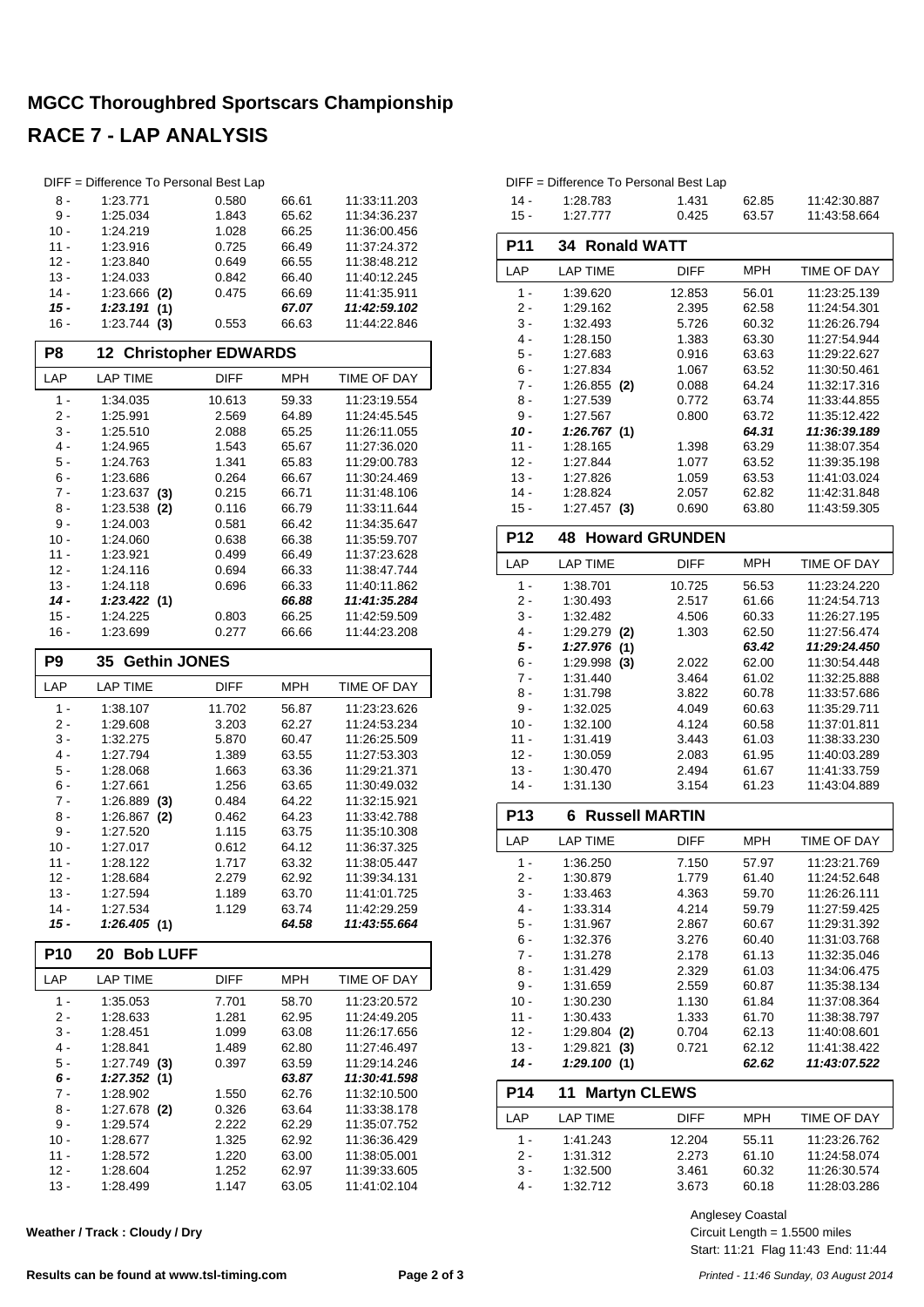# MGCC Thoroughbred Sportscars Championship

## RACE 7 - LAP ANALYSIS

DIFF = Difference To Personal Best Lap

| LAP | LAP TIME | DIFF | MPH | TIME OF DAY |
|---|---|---|---|---|
| 8 - | 1:23.771 | 0.580 | 66.61 | 11:33:11.203 |
| 9 - | 1:25.034 | 1.843 | 65.62 | 11:34:36.237 |
| 10 - | 1:24.219 | 1.028 | 66.25 | 11:36:00.456 |
| 11 - | 1:23.916 | 0.725 | 66.49 | 11:37:24.372 |
| 12 - | 1:23.840 | 0.649 | 66.55 | 11:38:48.212 |
| 13 - | 1:24.033 | 0.842 | 66.40 | 11:40:12.245 |
| 14 - | 1:23.666 **(2)** | 0.475 | 66.69 | 11:41:35.911 |
| ***15 -*** | ***1:23.191*** **(1)** | | ***67.07*** | ***11:42:59.102*** |
| 16 - | 1:23.744 **(3)** | 0.553 | 66.63 | 11:44:22.846 |

### P8 12 Christopher EDWARDS

| LAP | LAP TIME | DIFF | MPH | TIME OF DAY |
|---|---|---|---|---|
| 1 - | 1:34.035 | 10.613 | 59.33 | 11:23:19.554 |
| 2 - | 1:25.991 | 2.569 | 64.89 | 11:24:45.545 |
| 3 - | 1:25.510 | 2.088 | 65.25 | 11:26:11.055 |
| 4 - | 1:24.965 | 1.543 | 65.67 | 11:27:36.020 |
| 5 - | 1:24.763 | 1.341 | 65.83 | 11:29:00.783 |
| 6 - | 1:23.686 | 0.264 | 66.67 | 11:30:24.469 |
| 7 - | 1:23.637 **(3)** | 0.215 | 66.71 | 11:31:48.106 |
| 8 - | 1:23.538 **(2)** | 0.116 | 66.79 | 11:33:11.644 |
| 9 - | 1:24.003 | 0.581 | 66.42 | 11:34:35.647 |
| 10 - | 1:24.060 | 0.638 | 66.38 | 11:35:59.707 |
| 11 - | 1:23.921 | 0.499 | 66.49 | 11:37:23.628 |
| 12 - | 1:24.116 | 0.694 | 66.33 | 11:38:47.744 |
| 13 - | 1:24.118 | 0.696 | 66.33 | 11:40:11.862 |
| ***14 -*** | ***1:23.422*** **(1)** | | ***66.88*** | ***11:41:35.284*** |
| 15 - | 1:24.225 | 0.803 | 66.25 | 11:42:59.509 |
| 16 - | 1:23.699 | 0.277 | 66.66 | 11:44:23.208 |

### P9 35 Gethin JONES

| LAP | LAP TIME | DIFF | MPH | TIME OF DAY |
|---|---|---|---|---|
| 1 - | 1:38.107 | 11.702 | 56.87 | 11:23:23.626 |
| 2 - | 1:29.608 | 3.203 | 62.27 | 11:24:53.234 |
| 3 - | 1:32.275 | 5.870 | 60.47 | 11:26:25.509 |
| 4 - | 1:27.794 | 1.389 | 63.55 | 11:27:53.303 |
| 5 - | 1:28.068 | 1.663 | 63.36 | 11:29:21.371 |
| 6 - | 1:27.661 | 1.256 | 63.65 | 11:30:49.032 |
| 7 - | 1:26.889 **(3)** | 0.484 | 64.22 | 11:32:15.921 |
| 8 - | 1:26.867 **(2)** | 0.462 | 64.23 | 11:33:42.788 |
| 9 - | 1:27.520 | 1.115 | 63.75 | 11:35:10.308 |
| 10 - | 1:27.017 | 0.612 | 64.12 | 11:36:37.325 |
| 11 - | 1:28.122 | 1.717 | 63.32 | 11:38:05.447 |
| 12 - | 1:28.684 | 2.279 | 62.92 | 11:39:34.131 |
| 13 - | 1:27.594 | 1.189 | 63.70 | 11:41:01.725 |
| 14 - | 1:27.534 | 1.129 | 63.74 | 11:42:29.259 |
| ***15 -*** | ***1:26.405*** **(1)** | | ***64.58*** | ***11:43:55.664*** |

### P10 20 Bob LUFF

| LAP | LAP TIME | DIFF | MPH | TIME OF DAY |
|---|---|---|---|---|
| 1 - | 1:35.053 | 7.701 | 58.70 | 11:23:20.572 |
| 2 - | 1:28.633 | 1.281 | 62.95 | 11:24:49.205 |
| 3 - | 1:28.451 | 1.099 | 63.08 | 11:26:17.656 |
| 4 - | 1:28.841 | 1.489 | 62.80 | 11:27:46.497 |
| 5 - | 1:27.749 **(3)** | 0.397 | 63.59 | 11:29:14.246 |
| ***6 -*** | ***1:27.352*** **(1)** | | ***63.87*** | ***11:30:41.598*** |
| 7 - | 1:28.902 | 1.550 | 62.76 | 11:32:10.500 |
| 8 - | 1:27.678 **(2)** | 0.326 | 63.64 | 11:33:38.178 |
| 9 - | 1:29.574 | 2.222 | 62.29 | 11:35:07.752 |
| 10 - | 1:28.677 | 1.325 | 62.92 | 11:36:36.429 |
| 11 - | 1:28.572 | 1.220 | 63.00 | 11:38:05.001 |
| 12 - | 1:28.604 | 1.252 | 62.97 | 11:39:33.605 |
| 13 - | 1:28.499 | 1.147 | 63.05 | 11:41:02.104 |
| 14 - | 1:28.783 | 1.431 | 62.85 | 11:42:30.887 |
| 15 - | 1:27.777 | 0.425 | 63.57 | 11:43:58.664 |

### P11 34 Ronald WATT

| LAP | LAP TIME | DIFF | MPH | TIME OF DAY |
|---|---|---|---|---|
| 1 - | 1:39.620 | 12.853 | 56.01 | 11:23:25.139 |
| 2 - | 1:29.162 | 2.395 | 62.58 | 11:24:54.301 |
| 3 - | 1:32.493 | 5.726 | 60.32 | 11:26:26.794 |
| 4 - | 1:28.150 | 1.383 | 63.30 | 11:27:54.944 |
| 5 - | 1:27.683 | 0.916 | 63.63 | 11:29:22.627 |
| 6 - | 1:27.834 | 1.067 | 63.52 | 11:30:50.461 |
| 7 - | 1:26.855 **(2)** | 0.088 | 64.24 | 11:32:17.316 |
| 8 - | 1:27.539 | 0.772 | 63.74 | 11:33:44.855 |
| 9 - | 1:27.567 | 0.800 | 63.72 | 11:35:12.422 |
| ***10 -*** | ***1:26.767*** **(1)** | | ***64.31*** | ***11:36:39.189*** |
| 11 - | 1:28.165 | 1.398 | 63.29 | 11:38:07.354 |
| 12 - | 1:27.844 | 1.077 | 63.52 | 11:39:35.198 |
| 13 - | 1:27.826 | 1.059 | 63.53 | 11:41:03.024 |
| 14 - | 1:28.824 | 2.057 | 62.82 | 11:42:31.848 |
| 15 - | 1:27.457 **(3)** | 0.690 | 63.80 | 11:43:59.305 |

### P12 48 Howard GRUNDEN

| LAP | LAP TIME | DIFF | MPH | TIME OF DAY |
|---|---|---|---|---|
| 1 - | 1:38.701 | 10.725 | 56.53 | 11:23:24.220 |
| 2 - | 1:30.493 | 2.517 | 61.66 | 11:24:54.713 |
| 3 - | 1:32.482 | 4.506 | 60.33 | 11:26:27.195 |
| 4 - | 1:29.279 **(2)** | 1.303 | 62.50 | 11:27:56.474 |
| ***5 -*** | ***1:27.976*** **(1)** | | ***63.42*** | ***11:29:24.450*** |
| 6 - | 1:29.998 **(3)** | 2.022 | 62.00 | 11:30:54.448 |
| 7 - | 1:31.440 | 3.464 | 61.02 | 11:32:25.888 |
| 8 - | 1:31.798 | 3.822 | 60.78 | 11:33:57.686 |
| 9 - | 1:32.025 | 4.049 | 60.63 | 11:35:29.711 |
| 10 - | 1:32.100 | 4.124 | 60.58 | 11:37:01.811 |
| 11 - | 1:31.419 | 3.443 | 61.03 | 11:38:33.230 |
| 12 - | 1:30.059 | 2.083 | 61.95 | 11:40:03.289 |
| 13 - | 1:30.470 | 2.494 | 61.67 | 11:41:33.759 |
| 14 - | 1:31.130 | 3.154 | 61.23 | 11:43:04.889 |

### P13 6 Russell MARTIN

| LAP | LAP TIME | DIFF | MPH | TIME OF DAY |
|---|---|---|---|---|
| 1 - | 1:36.250 | 7.150 | 57.97 | 11:23:21.769 |
| 2 - | 1:30.879 | 1.779 | 61.40 | 11:24:52.648 |
| 3 - | 1:33.463 | 4.363 | 59.70 | 11:26:26.111 |
| 4 - | 1:33.314 | 4.214 | 59.79 | 11:27:59.425 |
| 5 - | 1:31.967 | 2.867 | 60.67 | 11:29:31.392 |
| 6 - | 1:32.376 | 3.276 | 60.40 | 11:31:03.768 |
| 7 - | 1:31.278 | 2.178 | 61.13 | 11:32:35.046 |
| 8 - | 1:31.429 | 2.329 | 61.03 | 11:34:06.475 |
| 9 - | 1:31.659 | 2.559 | 60.87 | 11:35:38.134 |
| 10 - | 1:30.230 | 1.130 | 61.84 | 11:37:08.364 |
| 11 - | 1:30.433 | 1.333 | 61.70 | 11:38:38.797 |
| 12 - | 1:29.804 **(2)** | 0.704 | 62.13 | 11:40:08.601 |
| 13 - | 1:29.821 **(3)** | 0.721 | 62.12 | 11:41:38.422 |
| ***14 -*** | ***1:29.100*** **(1)** | | ***62.62*** | ***11:43:07.522*** |

### P14 11 Martyn CLEWS

| LAP | LAP TIME | DIFF | MPH | TIME OF DAY |
|---|---|---|---|---|
| 1 - | 1:41.243 | 12.204 | 55.11 | 11:23:26.762 |
| 2 - | 1:31.312 | 2.273 | 61.10 | 11:24:58.074 |
| 3 - | 1:32.500 | 3.461 | 60.32 | 11:26:30.574 |
| 4 - | 1:32.712 | 3.673 | 60.18 | 11:28:03.286 |

**Weather / Track : Cloudy / Dry**

Anglesey Coastal
Circuit Length = 1.5500 miles
Start: 11:21 Flag 11:43 End: 11:44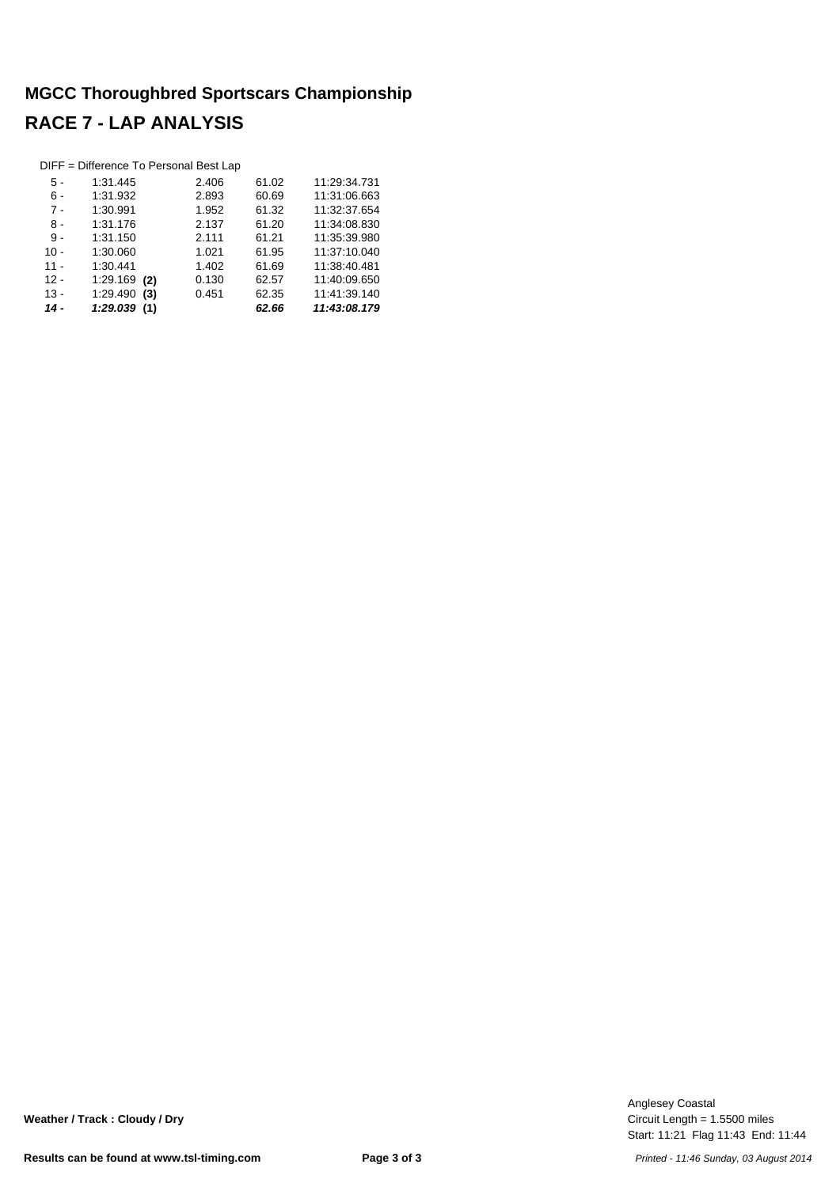# MGCC Thoroughbred Sportscars Championship

## RACE 7 - LAP ANALYSIS

DIFF = Difference To Personal Best Lap

| Lap | Time | DIFF | MPH | Time of Day |
|---|---|---|---|---|
| 5 - | 1:31.445 | 2.406 | 61.02 | 11:29:34.731 |
| 6 - | 1:31.932 | 2.893 | 60.69 | 11:31:06.663 |
| 7 - | 1:30.991 | 1.952 | 61.32 | 11:32:37.654 |
| 8 - | 1:31.176 | 2.137 | 61.20 | 11:34:08.830 |
| 9 - | 1:31.150 | 2.111 | 61.21 | 11:35:39.980 |
| 10 - | 1:30.060 | 1.021 | 61.95 | 11:37:10.040 |
| 11 - | 1:30.441 | 1.402 | 61.69 | 11:38:40.481 |
| 12 - | 1:29.169 **(2)** | 0.130 | 62.57 | 11:40:09.650 |
| 13 - | 1:29.490 **(3)** | 0.451 | 62.35 | 11:41:39.140 |
| ***14 -*** | ***1:29.039* (1)** | | ***62.66*** | ***11:43:08.179*** |

**Weather / Track : Cloudy / Dry**

Anglesey Coastal
Circuit Length = 1.5500 miles
Start: 11:21 Flag 11:43 End: 11:44

**Results can be found at www.tsl-timing.com**

*Printed - 11:46 Sunday, 03 August 2014*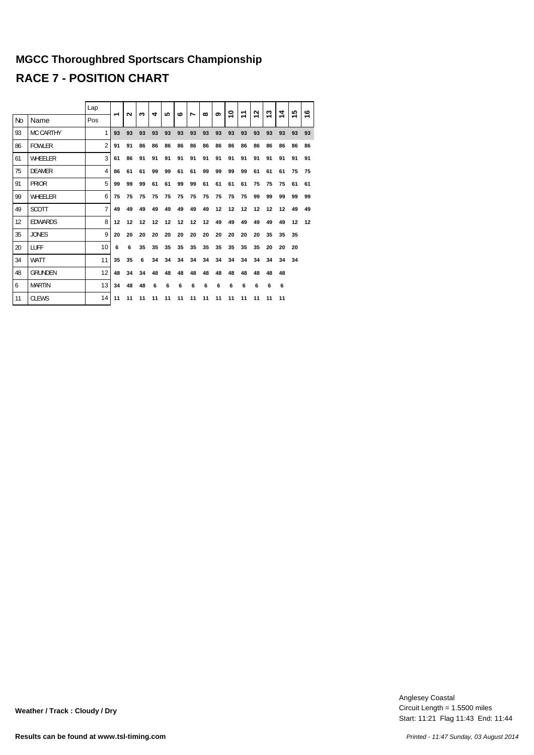# MGCC Thoroughbred Sportscars Championship

# RACE 7 - POSITION CHART

| No | Name | Lap / Pos | 1 | 2 | 3 | 4 | 5 | 6 | 7 | 8 | 9 | 10 | 11 | 12 | 13 | 14 | 15 | 16 |
|---|---|---|---|---|---|---|---|---|---|---|---|---|---|---|---|---|---|---|
| 93 | MC CARTHY | 1 | 93 | 93 | 93 | 93 | 93 | 93 | 93 | 93 | 93 | 93 | 93 | 93 | 93 | 93 | 93 | 93 |
| 86 | FOWLER | 2 | 91 | 91 | 86 | 86 | 86 | 86 | 86 | 86 | 86 | 86 | 86 | 86 | 86 | 86 | 86 | 86 |
| 61 | WHEELER | 3 | 61 | 86 | 91 | 91 | 91 | 91 | 91 | 91 | 91 | 91 | 91 | 91 | 91 | 91 | 91 | 91 |
| 75 | DEAMER | 4 | 86 | 61 | 61 | 99 | 99 | 61 | 61 | 99 | 99 | 99 | 99 | 61 | 61 | 61 | 75 | 75 |
| 91 | PRIOR | 5 | 99 | 99 | 99 | 61 | 61 | 99 | 99 | 61 | 61 | 61 | 61 | 75 | 75 | 75 | 61 | 61 |
| 99 | WHEELER | 6 | 75 | 75 | 75 | 75 | 75 | 75 | 75 | 75 | 75 | 75 | 75 | 99 | 99 | 99 | 99 | 99 |
| 49 | SCOTT | 7 | 49 | 49 | 49 | 49 | 49 | 49 | 49 | 49 | 12 | 12 | 12 | 12 | 12 | 12 | 49 | 49 |
| 12 | EDWARDS | 8 | 12 | 12 | 12 | 12 | 12 | 12 | 12 | 12 | 49 | 49 | 49 | 49 | 49 | 49 | 12 | 12 |
| 35 | JONES | 9 | 20 | 20 | 20 | 20 | 20 | 20 | 20 | 20 | 20 | 20 | 20 | 20 | 35 | 35 | 35 | |
| 20 | LUFF | 10 | 6 | 6 | 35 | 35 | 35 | 35 | 35 | 35 | 35 | 35 | 35 | 35 | 20 | 20 | 20 | |
| 34 | WATT | 11 | 35 | 35 | 6 | 34 | 34 | 34 | 34 | 34 | 34 | 34 | 34 | 34 | 34 | 34 | 34 | |
| 48 | GRUNDEN | 12 | 48 | 34 | 34 | 48 | 48 | 48 | 48 | 48 | 48 | 48 | 48 | 48 | 48 | 48 | | |
| 6 | MARTIN | 13 | 34 | 48 | 48 | 6 | 6 | 6 | 6 | 6 | 6 | 6 | 6 | 6 | 6 | 6 | | |
| 11 | CLEWS | 14 | 11 | 11 | 11 | 11 | 11 | 11 | 11 | 11 | 11 | 11 | 11 | 11 | 11 | 11 | | |

Anglesey Coastal
Circuit Length = 1.5500 miles
Start: 11:21 Flag 11:43 End: 11:44

**Weather / Track : Cloudy / Dry**

**Results can be found at www.tsl-timing.com**

*Printed - 11:47 Sunday, 03 August 2014*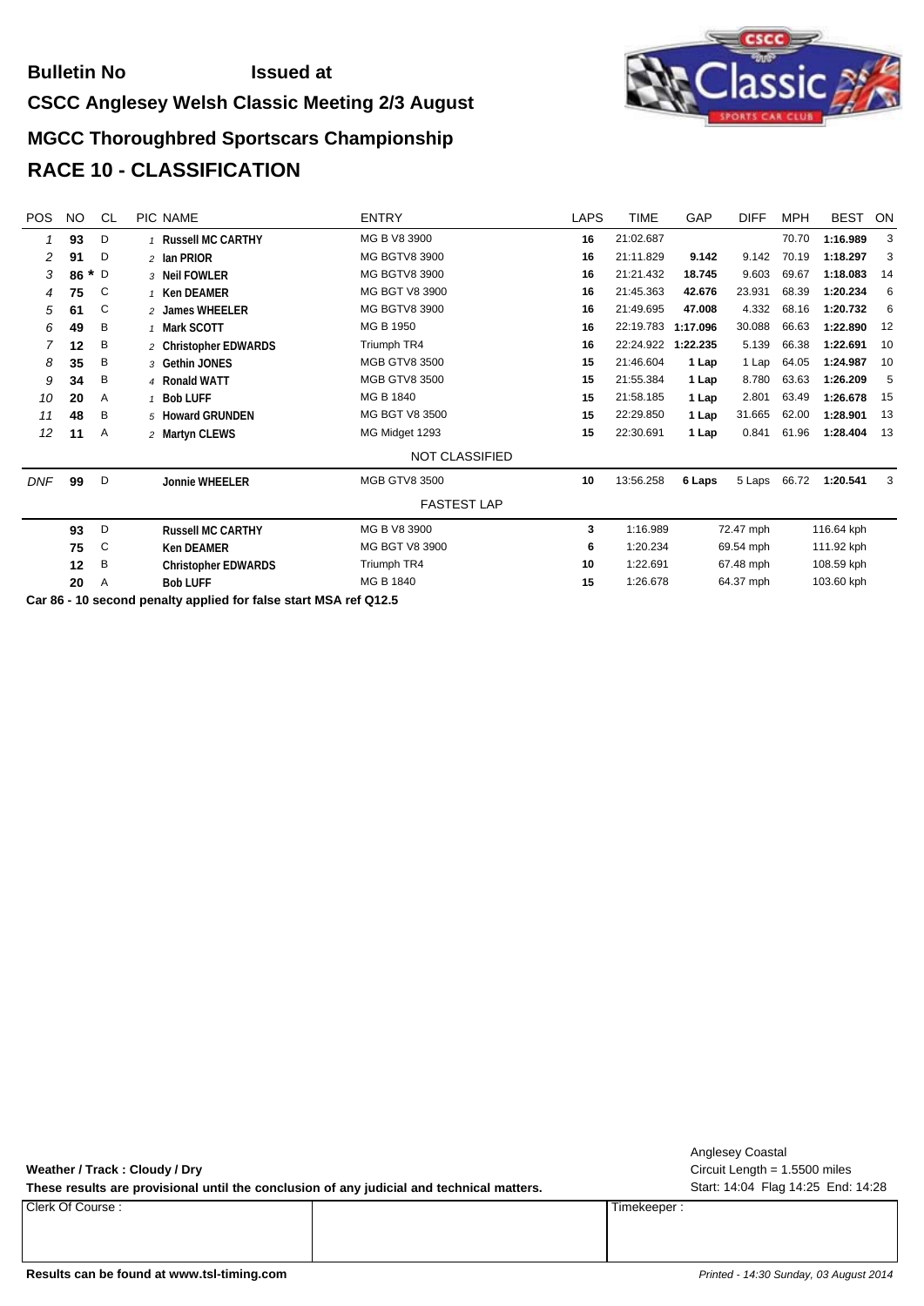**Bulletin No** **Issued at**

## CSCC Anglesey Welsh Classic Meeting 2/3 August

## MGCC Thoroughbred Sportscars Championship

# RACE 10 - CLASSIFICATION

| POS | NO | CL | PIC | NAME | ENTRY | LAPS | TIME | GAP | DIFF | MPH | BEST | ON |
|---|---|---|---|---|---|---|---|---|---|---|---|---|
| 1 | **93** | D | 1 | **Russell MC CARTHY** | MG B V8 3900 | **16** | 21:02.687 | | | 70.70 | **1:16.989** | 3 |
| 2 | **91** | D | 2 | **Ian PRIOR** | MG BGTV8 3900 | **16** | 21:11.829 | **9.142** | 9.142 | 70.19 | **1:18.297** | 3 |
| 3 | **86 *** | D | 3 | **Neil FOWLER** | MG BGTV8 3900 | **16** | 21:21.432 | **18.745** | 9.603 | 69.67 | **1:18.083** | 14 |
| 4 | **75** | C | 1 | **Ken DEAMER** | MG BGT V8 3900 | **16** | 21:45.363 | **42.676** | 23.931 | 68.39 | **1:20.234** | 6 |
| 5 | **61** | C | 2 | **James WHEELER** | MG BGTV8 3900 | **16** | 21:49.695 | **47.008** | 4.332 | 68.16 | **1:20.732** | 6 |
| 6 | **49** | B | 1 | **Mark SCOTT** | MG B 1950 | **16** | 22:19.783 | **1:17.096** | 30.088 | 66.63 | **1:22.890** | 12 |
| 7 | **12** | B | 2 | **Christopher EDWARDS** | Triumph TR4 | **16** | 22:24.922 | **1:22.235** | 5.139 | 66.38 | **1:22.691** | 10 |
| 8 | **35** | B | 3 | **Gethin JONES** | MGB GTV8 3500 | **15** | 21:46.604 | **1 Lap** | 1 Lap | 64.05 | **1:24.987** | 10 |
| 9 | **34** | B | 4 | **Ronald WATT** | MGB GTV8 3500 | **15** | 21:55.384 | **1 Lap** | 8.780 | 63.63 | **1:26.209** | 5 |
| 10 | **20** | A | 1 | **Bob LUFF** | MG B 1840 | **15** | 21:58.185 | **1 Lap** | 2.801 | 63.49 | **1:26.678** | 15 |
| 11 | **48** | B | 5 | **Howard GRUNDEN** | MG BGT V8 3500 | **15** | 22:29.850 | **1 Lap** | 31.665 | 62.00 | **1:28.901** | 13 |
| 12 | **11** | A | 2 | **Martyn CLEWS** | MG Midget 1293 | **15** | 22:30.691 | **1 Lap** | 0.841 | 61.96 | **1:28.404** | 13 |
| | | | | | NOT CLASSIFIED | | | | | | | |
| DNF | **99** | D | | **Jonnie WHEELER** | MGB GTV8 3500 | **10** | 13:56.258 | **6 Laps** | 5 Laps | 66.72 | **1:20.541** | 3 |

FASTEST LAP

| NO | CL | NAME | ENTRY | ON | TIME | MPH | KPH |
|---|---|---|---|---|---|---|---|
| **93** | D | **Russell MC CARTHY** | MG B V8 3900 | **3** | 1:16.989 | 72.47 mph | 116.64 kph |
| **75** | C | **Ken DEAMER** | MG BGT V8 3900 | **6** | 1:20.234 | 69.54 mph | 111.92 kph |
| **12** | B | **Christopher EDWARDS** | Triumph TR4 | **10** | 1:22.691 | 67.48 mph | 108.59 kph |
| **20** | A | **Bob LUFF** | MG B 1840 | **15** | 1:26.678 | 64.37 mph | 103.60 kph |

**Car 86 - 10 second penalty applied for false start MSA ref Q12.5**

Anglesey Coastal
Circuit Length = 1.5500 miles
Start: 14:04 Flag 14:25 End: 14:28

**Weather / Track : Cloudy / Dry**

**These results are provisional until the conclusion of any judicial and technical matters.**

Clerk Of Course :

Timekeeper :

**Results can be found at www.tsl-timing.com**

*Printed - 14:30 Sunday, 03 August 2014*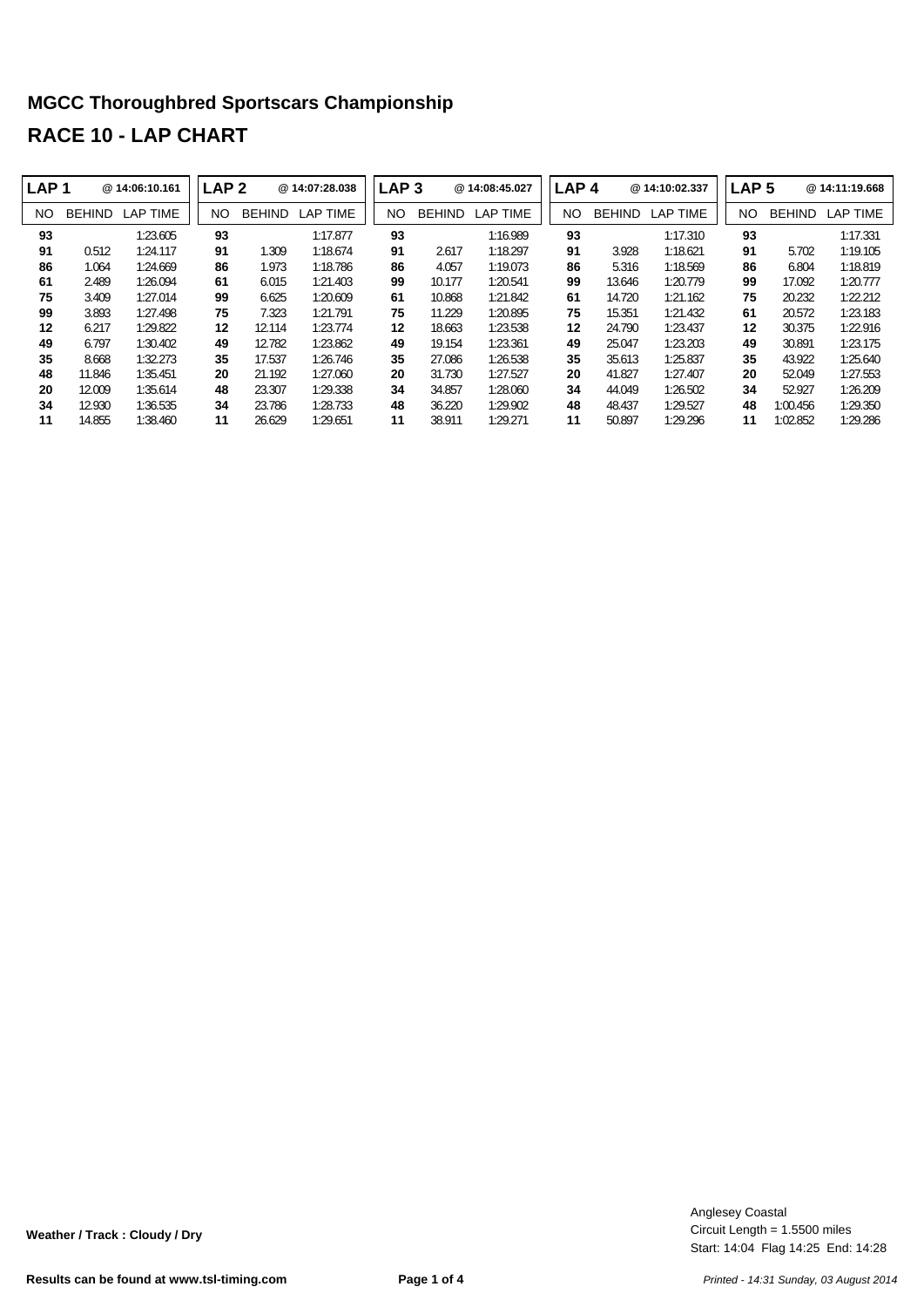# MGCC Thoroughbred Sportscars Championship

## RACE 10 - LAP CHART

| LAP 1 | @ 14:06:10.161 | | LAP 2 | @ 14:07:28.038 | | LAP 3 | @ 14:08:45.027 | | LAP 4 | @ 14:10:02.337 | | LAP 5 | @ 14:11:19.668 | |
|---|---|---|---|---|---|---|---|---|---|---|---|---|---|---|
| NO | BEHIND | LAP TIME | NO | BEHIND | LAP TIME | NO | BEHIND | LAP TIME | NO | BEHIND | LAP TIME | NO | BEHIND | LAP TIME |
| **93** | | 1:23.605 | **93** | | 1:17.877 | **93** | | 1:16.989 | **93** | | 1:17.310 | **93** | | 1:17.331 |
| **91** | 0.512 | 1:24.117 | **91** | 1.309 | 1:18.674 | **91** | 2.617 | 1:18.297 | **91** | 3.928 | 1:18.621 | **91** | 5.702 | 1:19.105 |
| **86** | 1.064 | 1:24.669 | **86** | 1.973 | 1:18.786 | **86** | 4.057 | 1:19.073 | **86** | 5.316 | 1:18.569 | **86** | 6.804 | 1:18.819 |
| **61** | 2.489 | 1:26.094 | **61** | 6.015 | 1:21.403 | **99** | 10.177 | 1:20.541 | **99** | 13.646 | 1:20.779 | **99** | 17.092 | 1:20.777 |
| **75** | 3.409 | 1:27.014 | **99** | 6.625 | 1:20.609 | **61** | 10.868 | 1:21.842 | **61** | 14.720 | 1:21.162 | **75** | 20.232 | 1:22.212 |
| **99** | 3.893 | 1:27.498 | **75** | 7.323 | 1:21.791 | **75** | 11.229 | 1:20.895 | **75** | 15.351 | 1:21.432 | **61** | 20.572 | 1:23.183 |
| **12** | 6.217 | 1:29.822 | **12** | 12.114 | 1:23.774 | **12** | 18.663 | 1:23.538 | **12** | 24.790 | 1:23.437 | **12** | 30.375 | 1:22.916 |
| **49** | 6.797 | 1:30.402 | **49** | 12.782 | 1:23.862 | **49** | 19.154 | 1:23.361 | **49** | 25.047 | 1:23.203 | **49** | 30.891 | 1:23.175 |
| **35** | 8.668 | 1:32.273 | **35** | 17.537 | 1:26.746 | **35** | 27.086 | 1:26.538 | **35** | 35.613 | 1:25.837 | **35** | 43.922 | 1:25.640 |
| **48** | 11.846 | 1:35.451 | **20** | 21.192 | 1:27.060 | **20** | 31.730 | 1:27.527 | **20** | 41.827 | 1:27.407 | **20** | 52.049 | 1:27.553 |
| **20** | 12.009 | 1:35.614 | **48** | 23.307 | 1:29.338 | **34** | 34.857 | 1:28.060 | **34** | 44.049 | 1:26.502 | **34** | 52.927 | 1:26.209 |
| **34** | 12.930 | 1:36.535 | **34** | 23.786 | 1:28.733 | **48** | 36.220 | 1:29.902 | **48** | 48.437 | 1:29.527 | **48** | 1:00.456 | 1:29.350 |
| **11** | 14.855 | 1:38.460 | **11** | 26.629 | 1:29.651 | **11** | 38.911 | 1:29.271 | **11** | 50.897 | 1:29.296 | **11** | 1:02.852 | 1:29.286 |

**Weather / Track : Cloudy / Dry**

Anglesey Coastal
Circuit Length = 1.5500 miles
Start: 14:04 Flag 14:25 End: 14:28

**Results can be found at www.tsl-timing.com**

*Printed - 14:31 Sunday, 03 August 2014*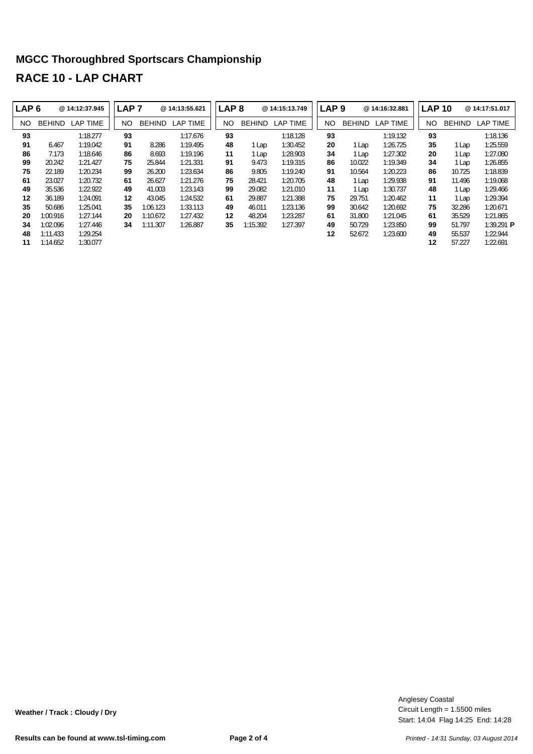# MGCC Thoroughbred Sportscars Championship

## RACE 10 - LAP CHART

| LAP 6 | | @ 14:12:37.945 | LAP 7 | | @ 14:13:55.621 | LAP 8 | | @ 14:15:13.749 | LAP 9 | | @ 14:16:32.881 | LAP 10 | | @ 14:17:51.017 |
|---|---|---|---|---|---|---|---|---|---|---|---|---|---|---|
| NO | BEHIND | LAP TIME | NO | BEHIND | LAP TIME | NO | BEHIND | LAP TIME | NO | BEHIND | LAP TIME | NO | BEHIND | LAP TIME |
| **93** | | 1:18.277 | **93** | | 1:17.676 | **93** | | 1:18.128 | **93** | | 1:19.132 | **93** | | 1:18.136 |
| **91** | 6.467 | 1:19.042 | **91** | 8.286 | 1:19.495 | **48** | 1 Lap | 1:30.452 | **20** | 1 Lap | 1:26.725 | **35** | 1 Lap | 1:25.559 |
| **86** | 7.173 | 1:18.646 | **86** | 8.693 | 1:19.196 | **11** | 1 Lap | 1:28.903 | **34** | 1 Lap | 1:27.302 | **20** | 1 Lap | 1:27.080 |
| **99** | 20.242 | 1:21.427 | **75** | 25.844 | 1:21.331 | **91** | 9.473 | 1:19.315 | **86** | 10.022 | 1:19.349 | **34** | 1 Lap | 1:26.855 |
| **75** | 22.189 | 1:20.234 | **99** | 26.200 | 1:23.634 | **86** | 9.805 | 1:19.240 | **91** | 10.564 | 1:20.223 | **86** | 10.725 | 1:18.839 |
| **61** | 23.027 | 1:20.732 | **61** | 26.627 | 1:21.276 | **75** | 28.421 | 1:20.705 | **48** | 1 Lap | 1:29.938 | **91** | 11.496 | 1:19.068 |
| **49** | 35.536 | 1:22.922 | **49** | 41.003 | 1:23.143 | **99** | 29.082 | 1:21.010 | **11** | 1 Lap | 1:30.737 | **48** | 1 Lap | 1:29.466 |
| **12** | 36.189 | 1:24.091 | **12** | 43.045 | 1:24.532 | **61** | 29.887 | 1:21.388 | **75** | 29.751 | 1:20.462 | **11** | 1 Lap | 1:29.394 |
| **35** | 50.686 | 1:25.041 | **35** | 1:06.123 | 1:33.113 | **49** | 46.011 | 1:23.136 | **99** | 30.642 | 1:20.692 | **75** | 32.286 | 1:20.671 |
| **20** | 1:00.916 | 1:27.144 | **20** | 1:10.672 | 1:27.432 | **12** | 48.204 | 1:23.287 | **61** | 31.800 | 1:21.045 | **61** | 35.529 | 1:21.865 |
| **34** | 1:02.096 | 1:27.446 | **34** | 1:11.307 | 1:26.887 | **35** | 1:15.392 | 1:27.397 | **49** | 50.729 | 1:23.850 | **99** | 51.797 | 1:39.291 **P** |
| **48** | 1:11.433 | 1:29.254 | | | | | | | **12** | 52.672 | 1:23.600 | **49** | 55.537 | 1:22.944 |
| **11** | 1:14.652 | 1:30.077 | | | | | | | | | | **12** | 57.227 | 1:22.691 |

**Weather / Track : Cloudy / Dry**

Anglesey Coastal
Circuit Length = 1.5500 miles
Start: 14:04 Flag 14:25 End: 14:28

**Results can be found at www.tsl-timing.com**

*Printed - 14:31 Sunday, 03 August 2014*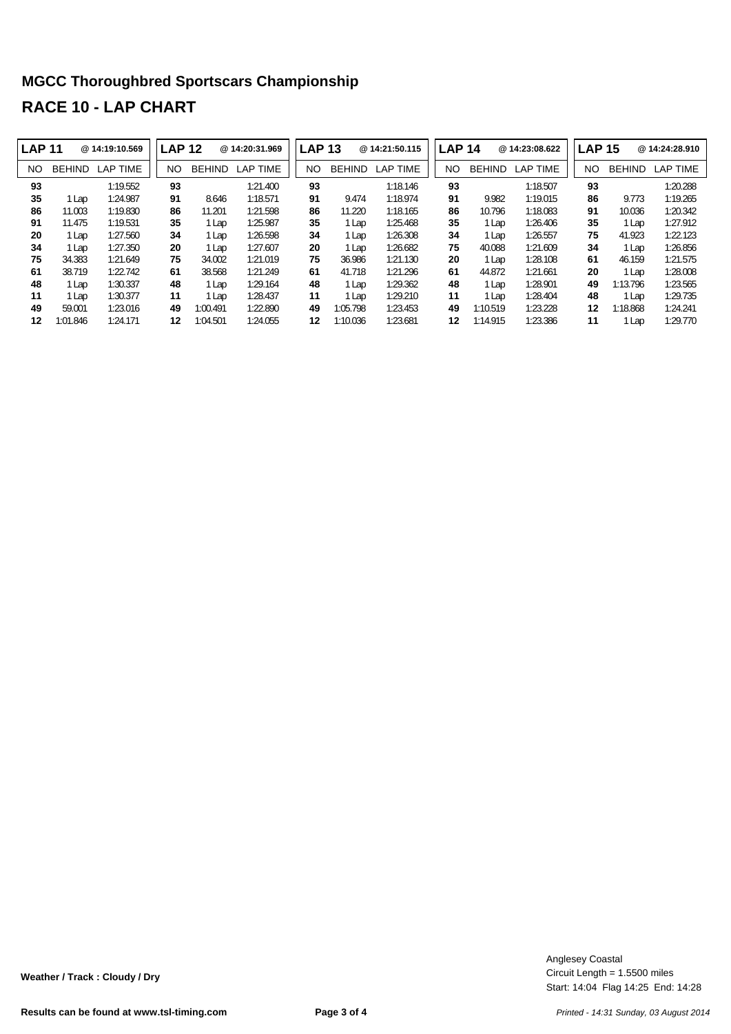# MGCC Thoroughbred Sportscars Championship

## RACE 10 - LAP CHART

| LAP 11 | @ 14:19:10.569 | | LAP 12 | @ 14:20:31.969 | | LAP 13 | @ 14:21:50.115 | | LAP 14 | @ 14:23:08.622 | | LAP 15 | @ 14:24:28.910 | |
|---|---|---|---|---|---|---|---|---|---|---|---|---|---|---|
| NO | BEHIND | LAP TIME | NO | BEHIND | LAP TIME | NO | BEHIND | LAP TIME | NO | BEHIND | LAP TIME | NO | BEHIND | LAP TIME |
| **93** | | 1:19.552 | **93** | | 1:21.400 | **93** | | 1:18.146 | **93** | | 1:18.507 | **93** | | 1:20.288 |
| **35** | 1 Lap | 1:24.987 | **91** | 8.646 | 1:18.571 | **91** | 9.474 | 1:18.974 | **91** | 9.982 | 1:19.015 | **86** | 9.773 | 1:19.265 |
| **86** | 11.003 | 1:19.830 | **86** | 11.201 | 1:21.598 | **86** | 11.220 | 1:18.165 | **86** | 10.796 | 1:18.083 | **91** | 10.036 | 1:20.342 |
| **91** | 11.475 | 1:19.531 | **35** | 1 Lap | 1:25.987 | **35** | 1 Lap | 1:25.468 | **35** | 1 Lap | 1:26.406 | **35** | 1 Lap | 1:27.912 |
| **20** | 1 Lap | 1:27.560 | **34** | 1 Lap | 1:26.598 | **34** | 1 Lap | 1:26.308 | **34** | 1 Lap | 1:26.557 | **75** | 41.923 | 1:22.123 |
| **34** | 1 Lap | 1:27.350 | **20** | 1 Lap | 1:27.607 | **20** | 1 Lap | 1:26.682 | **75** | 40.088 | 1:21.609 | **34** | 1 Lap | 1:26.856 |
| **75** | 34.383 | 1:21.649 | **75** | 34.002 | 1:21.019 | **75** | 36.986 | 1:21.130 | **20** | 1 Lap | 1:28.108 | **61** | 46.159 | 1:21.575 |
| **61** | 38.719 | 1:22.742 | **61** | 38.568 | 1:21.249 | **61** | 41.718 | 1:21.296 | **61** | 44.872 | 1:21.661 | **20** | 1 Lap | 1:28.008 |
| **48** | 1 Lap | 1:30.337 | **48** | 1 Lap | 1:29.164 | **48** | 1 Lap | 1:29.362 | **48** | 1 Lap | 1:28.901 | **49** | 1:13.796 | 1:23.565 |
| **11** | 1 Lap | 1:30.377 | **11** | 1 Lap | 1:28.437 | **11** | 1 Lap | 1:29.210 | **11** | 1 Lap | 1:28.404 | **48** | 1 Lap | 1:29.735 |
| **49** | 59.001 | 1:23.016 | **49** | 1:00.491 | 1:22.890 | **49** | 1:05.798 | 1:23.453 | **49** | 1:10.519 | 1:23.228 | **12** | 1:18.868 | 1:24.241 |
| **12** | 1:01.846 | 1:24.171 | **12** | 1:04.501 | 1:24.055 | **12** | 1:10.036 | 1:23.681 | **12** | 1:14.915 | 1:23.386 | **11** | 1 Lap | 1:29.770 |

**Weather / Track : Cloudy / Dry**

Anglesey Coastal
Circuit Length = 1.5500 miles
Start: 14:04 Flag 14:25 End: 14:28

**Results can be found at www.tsl-timing.com**

*Printed - 14:31 Sunday, 03 August 2014*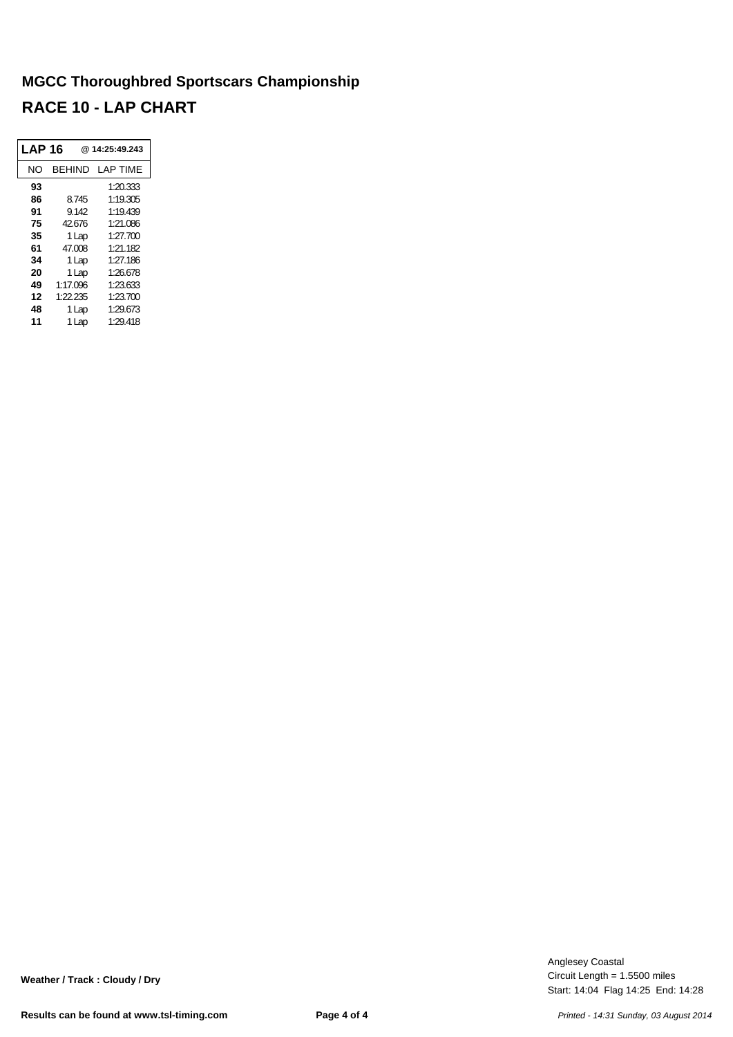# MGCC Thoroughbred Sportscars Championship

## RACE 10 - LAP CHART

| LAP 16 | @ 14:25:49.243 | |
|---|---|---|
| NO | BEHIND | LAP TIME |
| **93** | | 1:20.333 |
| **86** | 8.745 | 1:19.305 |
| **91** | 9.142 | 1:19.439 |
| **75** | 42.676 | 1:21.086 |
| **35** | 1 Lap | 1:27.700 |
| **61** | 47.008 | 1:21.182 |
| **34** | 1 Lap | 1:27.186 |
| **20** | 1 Lap | 1:26.678 |
| **49** | 1:17.096 | 1:23.633 |
| **12** | 1:22.235 | 1:23.700 |
| **48** | 1 Lap | 1:29.673 |
| **11** | 1 Lap | 1:29.418 |

**Weather / Track : Cloudy / Dry**

Anglesey Coastal
Circuit Length = 1.5500 miles
Start: 14:04 Flag 14:25 End: 14:28

**Results can be found at www.tsl-timing.com**

*Printed - 14:31 Sunday, 03 August 2014*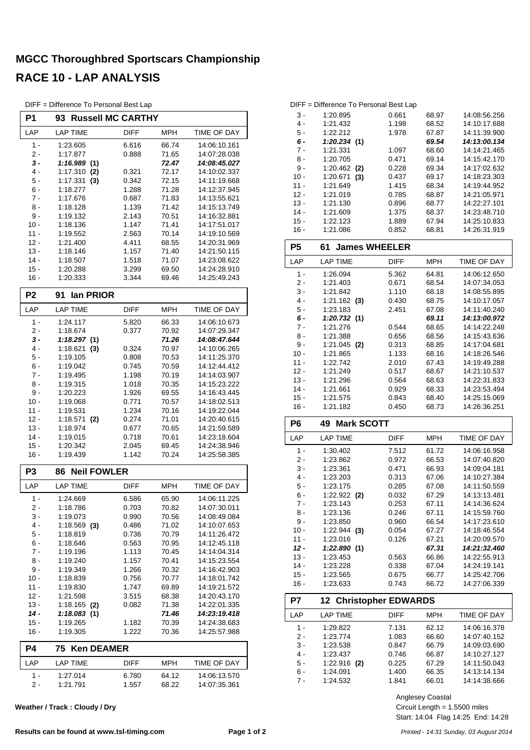# MGCC Thoroughbred Sportscars Championship

## RACE 10 - LAP ANALYSIS

DIFF = Difference To Personal Best Lap

### P1 93 Russell MC CARTHY

| LAP | LAP TIME | DIFF | MPH | TIME OF DAY |
|---|---|---|---|---|
| 1 - | 1:23.605 | 6.616 | 66.74 | 14:06:10.161 |
| 2 - | 1:17.877 | 0.888 | 71.65 | 14:07:28.038 |
| ***3 -*** | ***1:16.989 (1)*** | | ***72.47*** | ***14:08:45.027*** |
| 4 - | 1:17.310 **(2)** | 0.321 | 72.17 | 14:10:02.337 |
| 5 - | 1:17.331 **(3)** | 0.342 | 72.15 | 14:11:19.668 |
| 6 - | 1:18.277 | 1.288 | 71.28 | 14:12:37.945 |
| 7 - | 1:17.676 | 0.687 | 71.83 | 14:13:55.621 |
| 8 - | 1:18.128 | 1.139 | 71.42 | 14:15:13.749 |
| 9 - | 1:19.132 | 2.143 | 70.51 | 14:16:32.881 |
| 10 - | 1:18.136 | 1.147 | 71.41 | 14:17:51.017 |
| 11 - | 1:19.552 | 2.563 | 70.14 | 14:19:10.569 |
| 12 - | 1:21.400 | 4.411 | 68.55 | 14:20:31.969 |
| 13 - | 1:18.146 | 1.157 | 71.40 | 14:21:50.115 |
| 14 - | 1:18.507 | 1.518 | 71.07 | 14:23:08.622 |
| 15 - | 1:20.288 | 3.299 | 69.50 | 14:24:28.910 |
| 16 - | 1:20.333 | 3.344 | 69.46 | 14:25:49.243 |

### P2 91 Ian PRIOR

| LAP | LAP TIME | DIFF | MPH | TIME OF DAY |
|---|---|---|---|---|
| 1 - | 1:24.117 | 5.820 | 66.33 | 14:06:10.673 |
| 2 - | 1:18.674 | 0.377 | 70.92 | 14:07:29.347 |
| ***3 -*** | ***1:18.297 (1)*** | | ***71.26*** | ***14:08:47.644*** |
| 4 - | 1:18.621 **(3)** | 0.324 | 70.97 | 14:10:06.265 |
| 5 - | 1:19.105 | 0.808 | 70.53 | 14:11:25.370 |
| 6 - | 1:19.042 | 0.745 | 70.59 | 14:12:44.412 |
| 7 - | 1:19.495 | 1.198 | 70.19 | 14:14:03.907 |
| 8 - | 1:19.315 | 1.018 | 70.35 | 14:15:23.222 |
| 9 - | 1:20.223 | 1.926 | 69.55 | 14:16:43.445 |
| 10 - | 1:19.068 | 0.771 | 70.57 | 14:18:02.513 |
| 11 - | 1:19.531 | 1.234 | 70.16 | 14:19:22.044 |
| 12 - | 1:18.571 **(2)** | 0.274 | 71.01 | 14:20:40.615 |
| 13 - | 1:18.974 | 0.677 | 70.65 | 14:21:59.589 |
| 14 - | 1:19.015 | 0.718 | 70.61 | 14:23:18.604 |
| 15 - | 1:20.342 | 2.045 | 69.45 | 14:24:38.946 |
| 16 - | 1:19.439 | 1.142 | 70.24 | 14:25:58.385 |

### P3 86 Neil FOWLER

| LAP | LAP TIME | DIFF | MPH | TIME OF DAY |
|---|---|---|---|---|
| 1 - | 1:24.669 | 6.586 | 65.90 | 14:06:11.225 |
| 2 - | 1:18.786 | 0.703 | 70.82 | 14:07:30.011 |
| 3 - | 1:19.073 | 0.990 | 70.56 | 14:08:49.084 |
| 4 - | 1:18.569 **(3)** | 0.486 | 71.02 | 14:10:07.653 |
| 5 - | 1:18.819 | 0.736 | 70.79 | 14:11:26.472 |
| 6 - | 1:18.646 | 0.563 | 70.95 | 14:12:45.118 |
| 7 - | 1:19.196 | 1.113 | 70.45 | 14:14:04.314 |
| 8 - | 1:19.240 | 1.157 | 70.41 | 14:15:23.554 |
| 9 - | 1:19.349 | 1.266 | 70.32 | 14:16:42.903 |
| 10 - | 1:18.839 | 0.756 | 70.77 | 14:18:01.742 |
| 11 - | 1:19.830 | 1.747 | 69.89 | 14:19:21.572 |
| 12 - | 1:21.598 | 3.515 | 68.38 | 14:20:43.170 |
| 13 - | 1:18.165 **(2)** | 0.082 | 71.38 | 14:22:01.335 |
| ***14 -*** | ***1:18.083 (1)*** | | ***71.46*** | ***14:23:19.418*** |
| 15 - | 1:19.265 | 1.182 | 70.39 | 14:24:38.683 |
| 16 - | 1:19.305 | 1.222 | 70.36 | 14:25:57.988 |

### P4 75 Ken DEAMER

| LAP | LAP TIME | DIFF | MPH | TIME OF DAY |
|---|---|---|---|---|
| 1 - | 1:27.014 | 6.780 | 64.12 | 14:06:13.570 |
| 2 - | 1:21.791 | 1.557 | 68.22 | 14:07:35.361 |
| 3 - | 1:20.895 | 0.661 | 68.97 | 14:08:56.256 |
| 4 - | 1:21.432 | 1.198 | 68.52 | 14:10:17.688 |
| 5 - | 1:22.212 | 1.978 | 67.87 | 14:11:39.900 |
| ***6 -*** | ***1:20.234 (1)*** | | ***69.54*** | ***14:13:00.134*** |
| 7 - | 1:21.331 | 1.097 | 68.60 | 14:14:21.465 |
| 8 - | 1:20.705 | 0.471 | 69.14 | 14:15:42.170 |
| 9 - | 1:20.462 **(2)** | 0.228 | 69.34 | 14:17:02.632 |
| 10 - | 1:20.671 **(3)** | 0.437 | 69.17 | 14:18:23.303 |
| 11 - | 1:21.649 | 1.415 | 68.34 | 14:19:44.952 |
| 12 - | 1:21.019 | 0.785 | 68.87 | 14:21:05.971 |
| 13 - | 1:21.130 | 0.896 | 68.77 | 14:22:27.101 |
| 14 - | 1:21.609 | 1.375 | 68.37 | 14:23:48.710 |
| 15 - | 1:22.123 | 1.889 | 67.94 | 14:25:10.833 |
| 16 - | 1:21.086 | 0.852 | 68.81 | 14:26:31.919 |

### P5 61 James WHEELER

| LAP | LAP TIME | DIFF | MPH | TIME OF DAY |
|---|---|---|---|---|
| 1 - | 1:26.094 | 5.362 | 64.81 | 14:06:12.650 |
| 2 - | 1:21.403 | 0.671 | 68.54 | 14:07:34.053 |
| 3 - | 1:21.842 | 1.110 | 68.18 | 14:08:55.895 |
| 4 - | 1:21.162 **(3)** | 0.430 | 68.75 | 14:10:17.057 |
| 5 - | 1:23.183 | 2.451 | 67.08 | 14:11:40.240 |
| ***6 -*** | ***1:20.732 (1)*** | | ***69.11*** | ***14:13:00.972*** |
| 7 - | 1:21.276 | 0.544 | 68.65 | 14:14:22.248 |
| 8 - | 1:21.388 | 0.656 | 68.56 | 14:15:43.636 |
| 9 - | 1:21.045 **(2)** | 0.313 | 68.85 | 14:17:04.681 |
| 10 - | 1:21.865 | 1.133 | 68.16 | 14:18:26.546 |
| 11 - | 1:22.742 | 2.010 | 67.43 | 14:19:49.288 |
| 12 - | 1:21.249 | 0.517 | 68.67 | 14:21:10.537 |
| 13 - | 1:21.296 | 0.564 | 68.63 | 14:22:31.833 |
| 14 - | 1:21.661 | 0.929 | 68.33 | 14:23:53.494 |
| 15 - | 1:21.575 | 0.843 | 68.40 | 14:25:15.069 |
| 16 - | 1:21.182 | 0.450 | 68.73 | 14:26:36.251 |

### P6 49 Mark SCOTT

| LAP | LAP TIME | DIFF | MPH | TIME OF DAY |
|---|---|---|---|---|
| 1 - | 1:30.402 | 7.512 | 61.72 | 14:06:16.958 |
| 2 - | 1:23.862 | 0.972 | 66.53 | 14:07:40.820 |
| 3 - | 1:23.361 | 0.471 | 66.93 | 14:09:04.181 |
| 4 - | 1:23.203 | 0.313 | 67.06 | 14:10:27.384 |
| 5 - | 1:23.175 | 0.285 | 67.08 | 14:11:50.559 |
| 6 - | 1:22.922 **(2)** | 0.032 | 67.29 | 14:13:13.481 |
| 7 - | 1:23.143 | 0.253 | 67.11 | 14:14:36.624 |
| 8 - | 1:23.136 | 0.246 | 67.11 | 14:15:59.760 |
| 9 - | 1:23.850 | 0.960 | 66.54 | 14:17:23.610 |
| 10 - | 1:22.944 **(3)** | 0.054 | 67.27 | 14:18:46.554 |
| 11 - | 1:23.016 | 0.126 | 67.21 | 14:20:09.570 |
| ***12 -*** | ***1:22.890 (1)*** | | ***67.31*** | ***14:21:32.460*** |
| 13 - | 1:23.453 | 0.563 | 66.86 | 14:22:55.913 |
| 14 - | 1:23.228 | 0.338 | 67.04 | 14:24:19.141 |
| 15 - | 1:23.565 | 0.675 | 66.77 | 14:25:42.706 |
| 16 - | 1:23.633 | 0.743 | 66.72 | 14:27:06.339 |

### P7 12 Christopher EDWARDS

| LAP | LAP TIME | DIFF | MPH | TIME OF DAY |
|---|---|---|---|---|
| 1 - | 1:29.822 | 7.131 | 62.12 | 14:06:16.378 |
| 2 - | 1:23.774 | 1.083 | 66.60 | 14:07:40.152 |
| 3 - | 1:23.538 | 0.847 | 66.79 | 14:09:03.690 |
| 4 - | 1:23.437 | 0.746 | 66.87 | 14:10:27.127 |
| 5 - | 1:22.916 **(2)** | 0.225 | 67.29 | 14:11:50.043 |
| 6 - | 1:24.091 | 1.400 | 66.35 | 14:13:14.134 |
| 7 - | 1:24.532 | 1.841 | 66.01 | 14:14:38.666 |

**Weather / Track : Cloudy / Dry**

Anglesey Coastal
Circuit Length = 1.5500 miles
Start: 14:04 Flag 14:25 End: 14:28

**Results can be found at www.tsl-timing.com**

*Printed - 14:31 Sunday, 03 August 2014*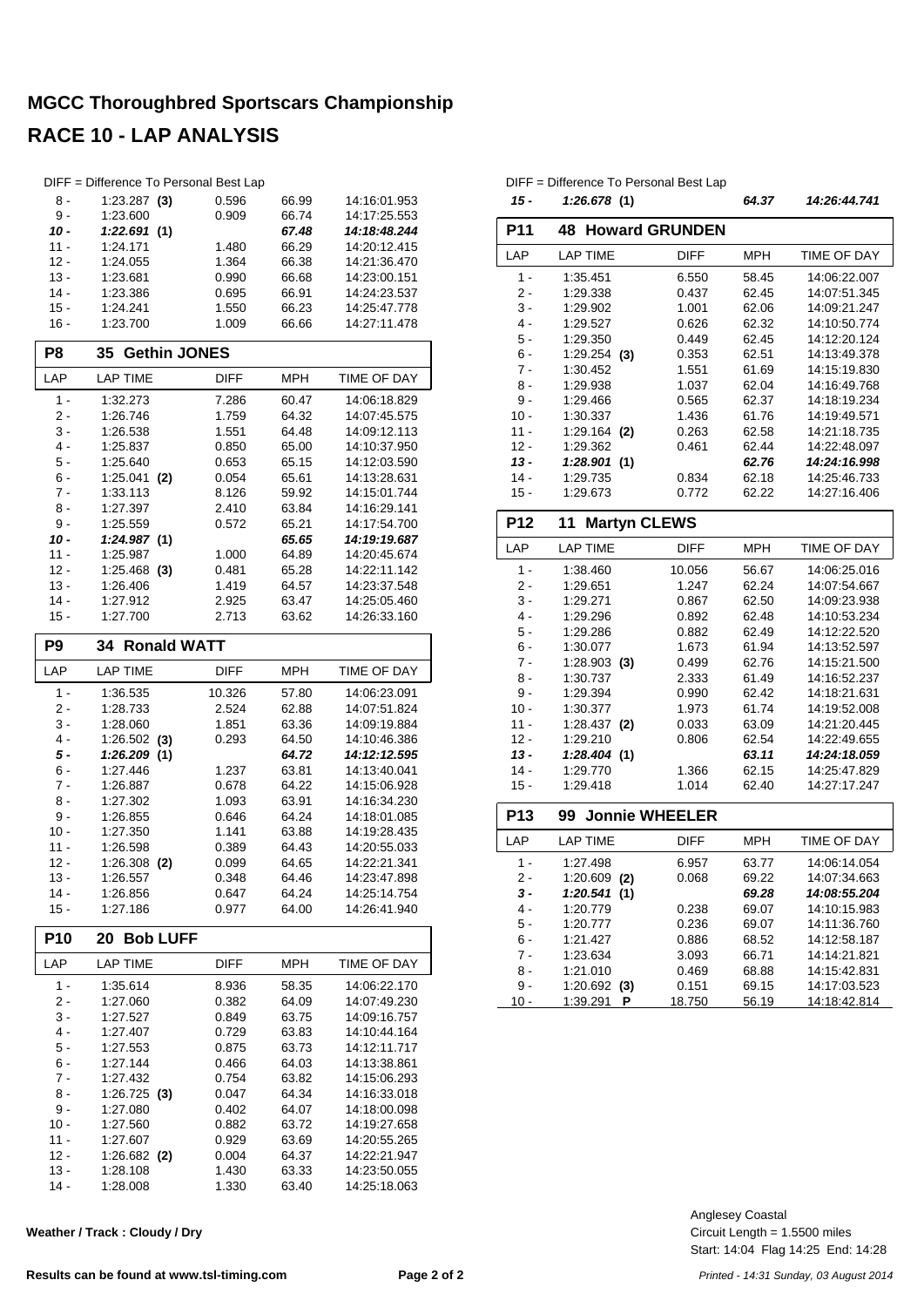# MGCC Thoroughbred Sportscars Championship

## RACE 10 - LAP ANALYSIS

DIFF = Difference To Personal Best Lap

| LAP | LAP TIME | DIFF | MPH | TIME OF DAY |
|---|---|---|---|---|
| 8 - | 1:23.287 **(3)** | 0.596 | 66.99 | 14:16:01.953 |
| 9 - | 1:23.600 | 0.909 | 66.74 | 14:17:25.553 |
| ***10 -*** | ***1:22.691*** **(1)** | | ***67.48*** | ***14:18:48.244*** |
| 11 - | 1:24.171 | 1.480 | 66.29 | 14:20:12.415 |
| 12 - | 1:24.055 | 1.364 | 66.38 | 14:21:36.470 |
| 13 - | 1:23.681 | 0.990 | 66.68 | 14:23:00.151 |
| 14 - | 1:23.386 | 0.695 | 66.91 | 14:24:23.537 |
| 15 - | 1:24.241 | 1.550 | 66.23 | 14:25:47.778 |
| 16 - | 1:23.700 | 1.009 | 66.66 | 14:27:11.478 |

### P8 35 Gethin JONES

| LAP | LAP TIME | DIFF | MPH | TIME OF DAY |
|---|---|---|---|---|
| 1 - | 1:32.273 | 7.286 | 60.47 | 14:06:18.829 |
| 2 - | 1:26.746 | 1.759 | 64.32 | 14:07:45.575 |
| 3 - | 1:26.538 | 1.551 | 64.48 | 14:09:12.113 |
| 4 - | 1:25.837 | 0.850 | 65.00 | 14:10:37.950 |
| 5 - | 1:25.640 | 0.653 | 65.15 | 14:12:03.590 |
| 6 - | 1:25.041 **(2)** | 0.054 | 65.61 | 14:13:28.631 |
| 7 - | 1:33.113 | 8.126 | 59.92 | 14:15:01.744 |
| 8 - | 1:27.397 | 2.410 | 63.84 | 14:16:29.141 |
| 9 - | 1:25.559 | 0.572 | 65.21 | 14:17:54.700 |
| ***10 -*** | ***1:24.987*** **(1)** | | ***65.65*** | ***14:19:19.687*** |
| 11 - | 1:25.987 | 1.000 | 64.89 | 14:20:45.674 |
| 12 - | 1:25.468 **(3)** | 0.481 | 65.28 | 14:22:11.142 |
| 13 - | 1:26.406 | 1.419 | 64.57 | 14:23:37.548 |
| 14 - | 1:27.912 | 2.925 | 63.47 | 14:25:05.460 |
| 15 - | 1:27.700 | 2.713 | 63.62 | 14:26:33.160 |

### P9 34 Ronald WATT

| LAP | LAP TIME | DIFF | MPH | TIME OF DAY |
|---|---|---|---|---|
| 1 - | 1:36.535 | 10.326 | 57.80 | 14:06:23.091 |
| 2 - | 1:28.733 | 2.524 | 62.88 | 14:07:51.824 |
| 3 - | 1:28.060 | 1.851 | 63.36 | 14:09:19.884 |
| 4 - | 1:26.502 **(3)** | 0.293 | 64.50 | 14:10:46.386 |
| ***5 -*** | ***1:26.209*** **(1)** | | ***64.72*** | ***14:12:12.595*** |
| 6 - | 1:27.446 | 1.237 | 63.81 | 14:13:40.041 |
| 7 - | 1:26.887 | 0.678 | 64.22 | 14:15:06.928 |
| 8 - | 1:27.302 | 1.093 | 63.91 | 14:16:34.230 |
| 9 - | 1:26.855 | 0.646 | 64.24 | 14:18:01.085 |
| 10 - | 1:27.350 | 1.141 | 63.88 | 14:19:28.435 |
| 11 - | 1:26.598 | 0.389 | 64.43 | 14:20:55.033 |
| 12 - | 1:26.308 **(2)** | 0.099 | 64.65 | 14:22:21.341 |
| 13 - | 1:26.557 | 0.348 | 64.46 | 14:23:47.898 |
| 14 - | 1:26.856 | 0.647 | 64.24 | 14:25:14.754 |
| 15 - | 1:27.186 | 0.977 | 64.00 | 14:26:41.940 |

### P10 20 Bob LUFF

| LAP | LAP TIME | DIFF | MPH | TIME OF DAY |
|---|---|---|---|---|
| 1 - | 1:35.614 | 8.936 | 58.35 | 14:06:22.170 |
| 2 - | 1:27.060 | 0.382 | 64.09 | 14:07:49.230 |
| 3 - | 1:27.527 | 0.849 | 63.75 | 14:09:16.757 |
| 4 - | 1:27.407 | 0.729 | 63.83 | 14:10:44.164 |
| 5 - | 1:27.553 | 0.875 | 63.73 | 14:12:11.717 |
| 6 - | 1:27.144 | 0.466 | 64.03 | 14:13:38.861 |
| 7 - | 1:27.432 | 0.754 | 63.82 | 14:15:06.293 |
| 8 - | 1:26.725 **(3)** | 0.047 | 64.34 | 14:16:33.018 |
| 9 - | 1:27.080 | 0.402 | 64.07 | 14:18:00.098 |
| 10 - | 1:27.560 | 0.882 | 63.72 | 14:19:27.658 |
| 11 - | 1:27.607 | 0.929 | 63.69 | 14:20:55.265 |
| 12 - | 1:26.682 **(2)** | 0.004 | 64.37 | 14:22:21.947 |
| 13 - | 1:28.108 | 1.430 | 63.33 | 14:23:50.055 |
| 14 - | 1:28.008 | 1.330 | 63.40 | 14:25:18.063 |
| ***15 -*** | ***1:26.678*** **(1)** | | ***64.37*** | ***14:26:44.741*** |

### P11 48 Howard GRUNDEN

| LAP | LAP TIME | DIFF | MPH | TIME OF DAY |
|---|---|---|---|---|
| 1 - | 1:35.451 | 6.550 | 58.45 | 14:06:22.007 |
| 2 - | 1:29.338 | 0.437 | 62.45 | 14:07:51.345 |
| 3 - | 1:29.902 | 1.001 | 62.06 | 14:09:21.247 |
| 4 - | 1:29.527 | 0.626 | 62.32 | 14:10:50.774 |
| 5 - | 1:29.350 | 0.449 | 62.45 | 14:12:20.124 |
| 6 - | 1:29.254 **(3)** | 0.353 | 62.51 | 14:13:49.378 |
| 7 - | 1:30.452 | 1.551 | 61.69 | 14:15:19.830 |
| 8 - | 1:29.938 | 1.037 | 62.04 | 14:16:49.768 |
| 9 - | 1:29.466 | 0.565 | 62.37 | 14:18:19.234 |
| 10 - | 1:30.337 | 1.436 | 61.76 | 14:19:49.571 |
| 11 - | 1:29.164 **(2)** | 0.263 | 62.58 | 14:21:18.735 |
| 12 - | 1:29.362 | 0.461 | 62.44 | 14:22:48.097 |
| ***13 -*** | ***1:28.901*** **(1)** | | ***62.76*** | ***14:24:16.998*** |
| 14 - | 1:29.735 | 0.834 | 62.18 | 14:25:46.733 |
| 15 - | 1:29.673 | 0.772 | 62.22 | 14:27:16.406 |

### P12 11 Martyn CLEWS

| LAP | LAP TIME | DIFF | MPH | TIME OF DAY |
|---|---|---|---|---|
| 1 - | 1:38.460 | 10.056 | 56.67 | 14:06:25.016 |
| 2 - | 1:29.651 | 1.247 | 62.24 | 14:07:54.667 |
| 3 - | 1:29.271 | 0.867 | 62.50 | 14:09:23.938 |
| 4 - | 1:29.296 | 0.892 | 62.48 | 14:10:53.234 |
| 5 - | 1:29.286 | 0.882 | 62.49 | 14:12:22.520 |
| 6 - | 1:30.077 | 1.673 | 61.94 | 14:13:52.597 |
| 7 - | 1:28.903 **(3)** | 0.499 | 62.76 | 14:15:21.500 |
| 8 - | 1:30.737 | 2.333 | 61.49 | 14:16:52.237 |
| 9 - | 1:29.394 | 0.990 | 62.42 | 14:18:21.631 |
| 10 - | 1:30.377 | 1.973 | 61.74 | 14:19:52.008 |
| 11 - | 1:28.437 **(2)** | 0.033 | 63.09 | 14:21:20.445 |
| 12 - | 1:29.210 | 0.806 | 62.54 | 14:22:49.655 |
| ***13 -*** | ***1:28.404*** **(1)** | | ***63.11*** | ***14:24:18.059*** |
| 14 - | 1:29.770 | 1.366 | 62.15 | 14:25:47.829 |
| 15 - | 1:29.418 | 1.014 | 62.40 | 14:27:17.247 |

### P13 99 Jonnie WHEELER

| LAP | LAP TIME | DIFF | MPH | TIME OF DAY |
|---|---|---|---|---|
| 1 - | 1:27.498 | 6.957 | 63.77 | 14:06:14.054 |
| 2 - | 1:20.609 **(2)** | 0.068 | 69.22 | 14:07:34.663 |
| ***3 -*** | ***1:20.541*** **(1)** | | ***69.28*** | ***14:08:55.204*** |
| 4 - | 1:20.779 | 0.238 | 69.07 | 14:10:15.983 |
| 5 - | 1:20.777 | 0.236 | 69.07 | 14:11:36.760 |
| 6 - | 1:21.427 | 0.886 | 68.52 | 14:12:58.187 |
| 7 - | 1:23.634 | 3.093 | 66.71 | 14:14:21.821 |
| 8 - | 1:21.010 | 0.469 | 68.88 | 14:15:42.831 |
| 9 - | 1:20.692 **(3)** | 0.151 | 69.15 | 14:17:03.523 |
| 10 - | 1:39.291 **P** | 18.750 | 56.19 | 14:18:42.814 |

**Weather / Track : Cloudy / Dry**

Anglesey Coastal
Circuit Length = 1.5500 miles
Start: 14:04 Flag 14:25 End: 14:28

**Results can be found at www.tsl-timing.com**

*Printed - 14:31 Sunday, 03 August 2014*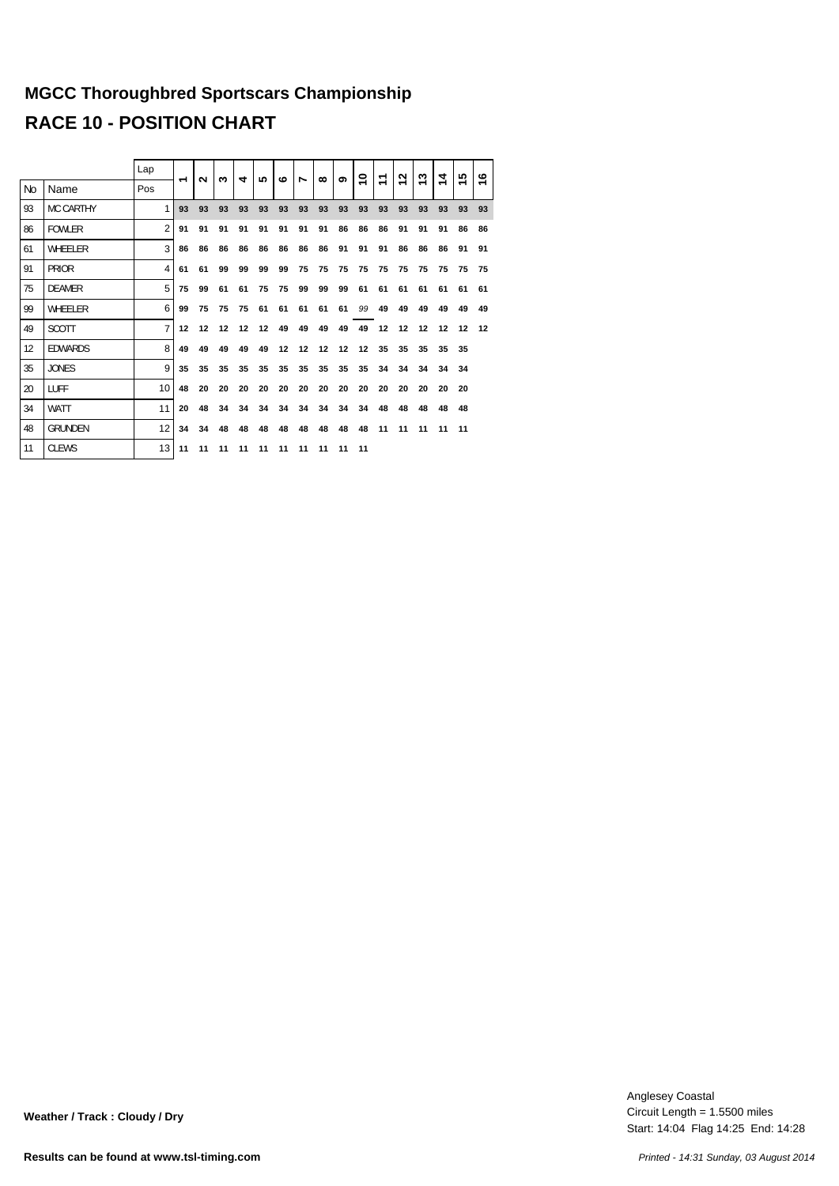# MGCC Thoroughbred Sportscars Championship

# RACE 10 - POSITION CHART

| No | Name | Lap / Pos | 1 | 2 | 3 | 4 | 5 | 6 | 7 | 8 | 9 | 10 | 11 | 12 | 13 | 14 | 15 | 16 |
|---|---|---|---|---|---|---|---|---|---|---|---|---|---|---|---|---|---|---|
| 93 | MC CARTHY | 1 | 93 | 93 | 93 | 93 | 93 | 93 | 93 | 93 | 93 | 93 | 93 | 93 | 93 | 93 | 93 | 93 |
| 86 | FOWLER | 2 | 91 | 91 | 91 | 91 | 91 | 91 | 91 | 91 | 86 | 86 | 86 | 91 | 91 | 91 | 86 | 86 |
| 61 | WHEELER | 3 | 86 | 86 | 86 | 86 | 86 | 86 | 86 | 86 | 91 | 91 | 91 | 86 | 86 | 86 | 91 | 91 |
| 91 | PRIOR | 4 | 61 | 61 | 99 | 99 | 99 | 99 | 75 | 75 | 75 | 75 | 75 | 75 | 75 | 75 | 75 | 75 |
| 75 | DEAMER | 5 | 75 | 99 | 61 | 61 | 75 | 75 | 99 | 99 | 99 | 61 | 61 | 61 | 61 | 61 | 61 | 61 |
| 99 | WHEELER | 6 | 99 | 75 | 75 | 75 | 61 | 61 | 61 | 61 | 61 | *99* | 49 | 49 | 49 | 49 | 49 | 49 |
| 49 | SCOTT | 7 | 12 | 12 | 12 | 12 | 12 | 49 | 49 | 49 | 49 | 49 | 12 | 12 | 12 | 12 | 12 | 12 |
| 12 | EDWARDS | 8 | 49 | 49 | 49 | 49 | 49 | 12 | 12 | 12 | 12 | 12 | 35 | 35 | 35 | 35 | 35 | |
| 35 | JONES | 9 | 35 | 35 | 35 | 35 | 35 | 35 | 35 | 35 | 35 | 35 | 34 | 34 | 34 | 34 | 34 | |
| 20 | LUFF | 10 | 48 | 20 | 20 | 20 | 20 | 20 | 20 | 20 | 20 | 20 | 20 | 20 | 20 | 20 | 20 | |
| 34 | WATT | 11 | 20 | 48 | 34 | 34 | 34 | 34 | 34 | 34 | 34 | 34 | 48 | 48 | 48 | 48 | 48 | |
| 48 | GRUNDEN | 12 | 34 | 34 | 48 | 48 | 48 | 48 | 48 | 48 | 48 | 48 | 11 | 11 | 11 | 11 | 11 | |
| 11 | CLEWS | 13 | 11 | 11 | 11 | 11 | 11 | 11 | 11 | 11 | 11 | 11 | | | | | | |

**Weather / Track : Cloudy / Dry**

Anglesey Coastal
Circuit Length = 1.5500 miles
Start: 14:04 Flag 14:25 End: 14:28

**Results can be found at www.tsl-timing.com**

*Printed - 14:31 Sunday, 03 August 2014*